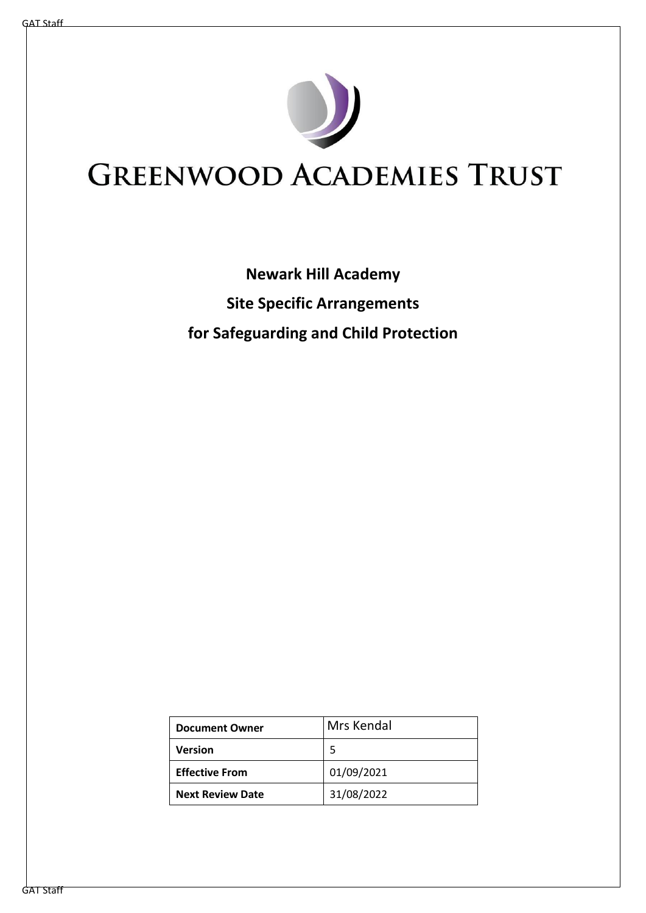# GREENWOOD ACADEMIES TRUST

**Newark Hill Academy**

**Site Specific Arrangements**

**for Safeguarding and Child Protection**

| **Document Owner** | Mrs Kendal |
|---|---|
| **Version** | 5 |
| **Effective From** | 01/09/2021 |
| **Next Review Date** | 31/08/2022 |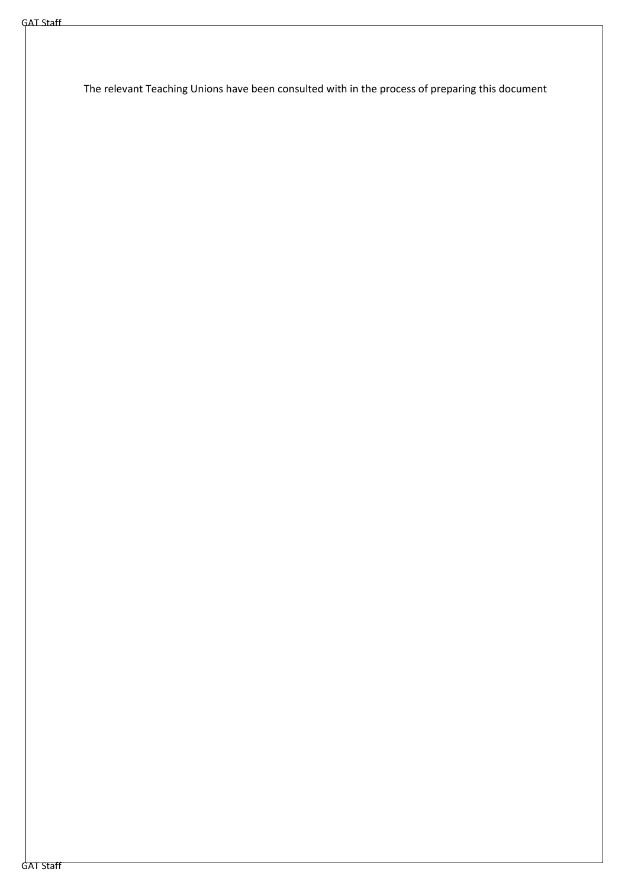The relevant Teaching Unions have been consulted with in the process of preparing this document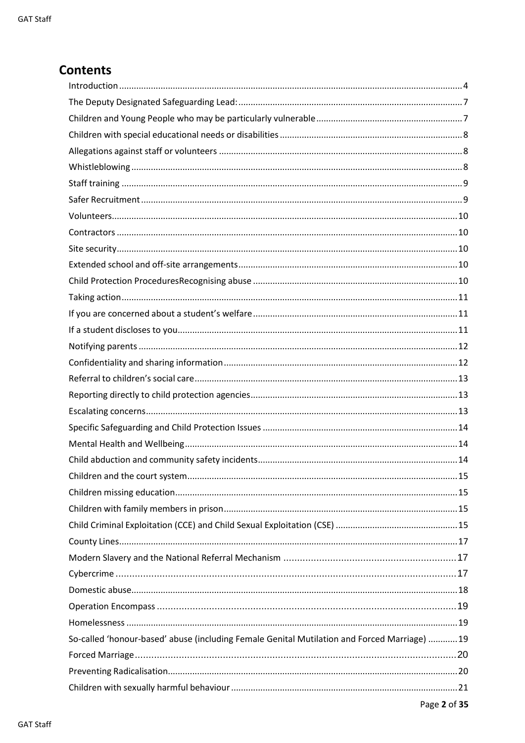## Contents

- Introduction ... 4
- The Deputy Designated Safeguarding Lead: ... 7
- Children and Young People who may be particularly vulnerable ... 7
- Children with special educational needs or disabilities ... 8
- Allegations against staff or volunteers ... 8
- Whistleblowing ... 8
- Staff training ... 9
- Safer Recruitment ... 9
- Volunteers ... 10
- Contractors ... 10
- Site security ... 10
- Extended school and off-site arrangements ... 10
- Child Protection ProceduresRecognising abuse ... 10
- Taking action ... 11
- If you are concerned about a student's welfare ... 11
- If a student discloses to you ... 11
- Notifying parents ... 12
- Confidentiality and sharing information ... 12
- Referral to children's social care ... 13
- Reporting directly to child protection agencies ... 13
- Escalating concerns ... 13
- Specific Safeguarding and Child Protection Issues ... 14
- Mental Health and Wellbeing ... 14
- Child abduction and community safety incidents ... 14
- Children and the court system ... 15
- Children missing education ... 15
- Children with family members in prison ... 15
- Child Criminal Exploitation (CCE) and Child Sexual Exploitation (CSE) ... 15
- County Lines ... 17
- Modern Slavery and the National Referral Mechanism ... 17
- Cybercrime ... 17
- Domestic abuse ... 18
- Operation Encompass ... 19
- Homelessness ... 19
- So-called 'honour-based' abuse (including Female Genital Mutilation and Forced Marriage) ... 19
- Forced Marriage ... 20
- Preventing Radicalisation ... 20
- Children with sexually harmful behaviour ... 21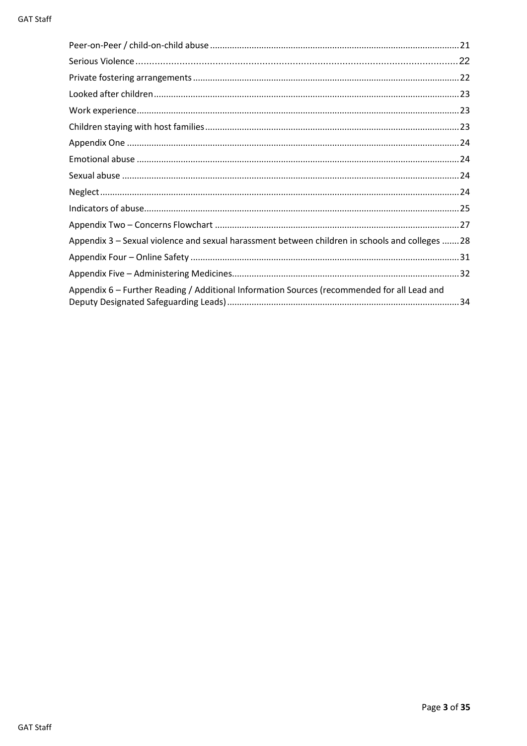Peer-on-Peer / child-on-child abuse ..... 21
Serious Violence ..... 22
Private fostering arrangements ..... 22
Looked after children ..... 23
Work experience ..... 23
Children staying with host families ..... 23
Appendix One ..... 24
Emotional abuse ..... 24
Sexual abuse ..... 24
Neglect ..... 24
Indicators of abuse ..... 25
Appendix Two – Concerns Flowchart ..... 27
Appendix 3 – Sexual violence and sexual harassment between children in schools and colleges ..... 28
Appendix Four – Online Safety ..... 31
Appendix Five – Administering Medicines ..... 32
Appendix 6 – Further Reading / Additional Information Sources (recommended for all Lead and Deputy Designated Safeguarding Leads) ..... 34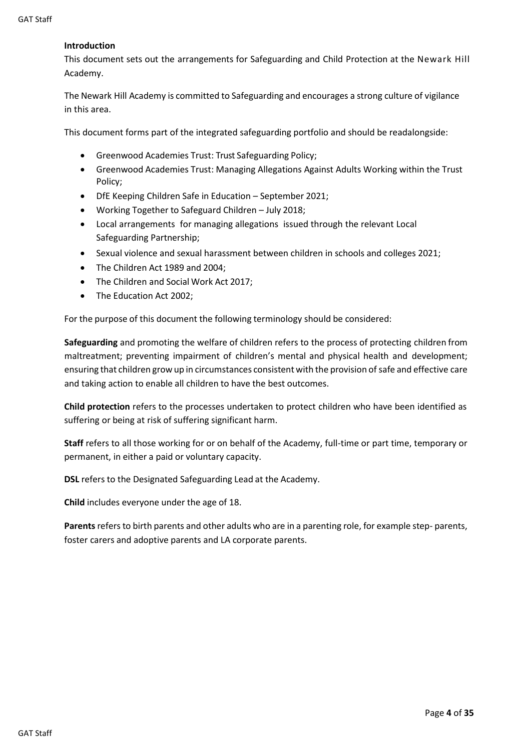## Introduction

This document sets out the arrangements for Safeguarding and Child Protection at the Newark Hill Academy.

The Newark Hill Academy is committed to Safeguarding and encourages a strong culture of vigilance in this area.

This document forms part of the integrated safeguarding portfolio and should be readalongside:

- Greenwood Academies Trust: Trust Safeguarding Policy;
- Greenwood Academies Trust: Managing Allegations Against Adults Working within the Trust Policy;
- DfE Keeping Children Safe in Education – September 2021;
- Working Together to Safeguard Children – July 2018;
- Local arrangements for managing allegations issued through the relevant Local Safeguarding Partnership;
- Sexual violence and sexual harassment between children in schools and colleges 2021;
- The Children Act 1989 and 2004;
- The Children and Social Work Act 2017;
- The Education Act 2002;

For the purpose of this document the following terminology should be considered:

**Safeguarding** and promoting the welfare of children refers to the process of protecting children from maltreatment; preventing impairment of children's mental and physical health and development; ensuring that children grow up in circumstances consistent with the provision of safe and effective care and taking action to enable all children to have the best outcomes.

**Child protection** refers to the processes undertaken to protect children who have been identified as suffering or being at risk of suffering significant harm.

**Staff** refers to all those working for or on behalf of the Academy, full-time or part time, temporary or permanent, in either a paid or voluntary capacity.

**DSL** refers to the Designated Safeguarding Lead at the Academy.

**Child** includes everyone under the age of 18.

**Parents** refers to birth parents and other adults who are in a parenting role, for example step- parents, foster carers and adoptive parents and LA corporate parents.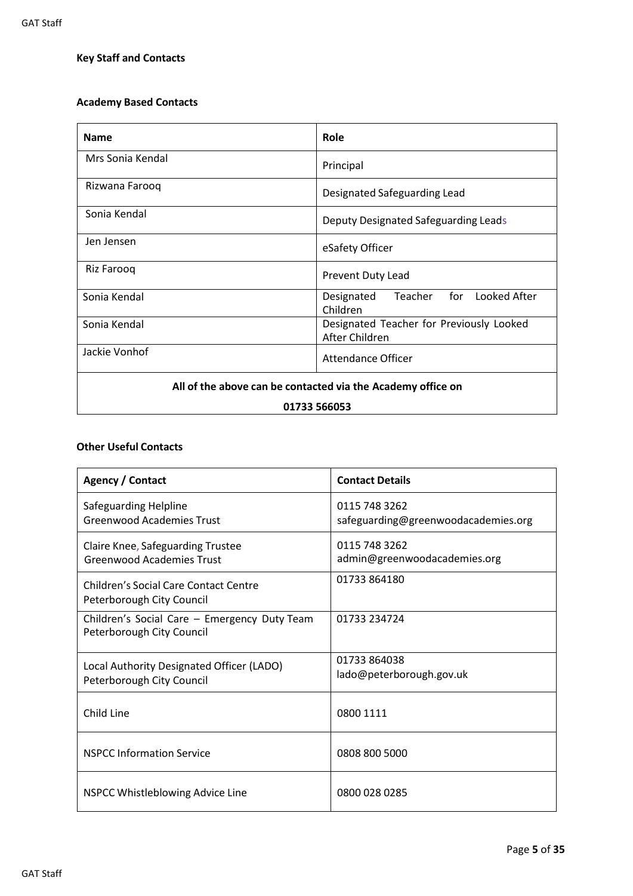**Key Staff and Contacts**

**Academy Based Contacts**

| Name | Role |
|---|---|
| Mrs Sonia Kendal | Principal |
| Rizwana Farooq | Designated Safeguarding Lead |
| Sonia Kendal | Deputy Designated Safeguarding Leads |
| Jen Jensen | eSafety Officer |
| Riz Farooq | Prevent Duty Lead |
| Sonia Kendal | Designated Teacher for Looked After Children |
| Sonia Kendal | Designated Teacher for Previously Looked After Children |
| Jackie Vonhof | Attendance Officer |
| **All of the above can be contacted via the Academy office on 01733 566053** | |

**Other Useful Contacts**

| Agency / Contact | Contact Details |
|---|---|
| Safeguarding Helpline<br>Greenwood Academies Trust | 0115 748 3262<br>safeguarding@greenwoodacademies.org |
| Claire Knee, Safeguarding Trustee<br>Greenwood Academies Trust | 0115 748 3262<br>admin@greenwoodacademies.org |
| Children's Social Care Contact Centre<br>Peterborough City Council | 01733 864180 |
| Children's Social Care – Emergency Duty Team<br>Peterborough City Council | 01733 234724 |
| Local Authority Designated Officer (LADO)<br>Peterborough City Council | 01733 864038<br>lado@peterborough.gov.uk |
| Child Line | 0800 1111 |
| NSPCC Information Service | 0808 800 5000 |
| NSPCC Whistleblowing Advice Line | 0800 028 0285 |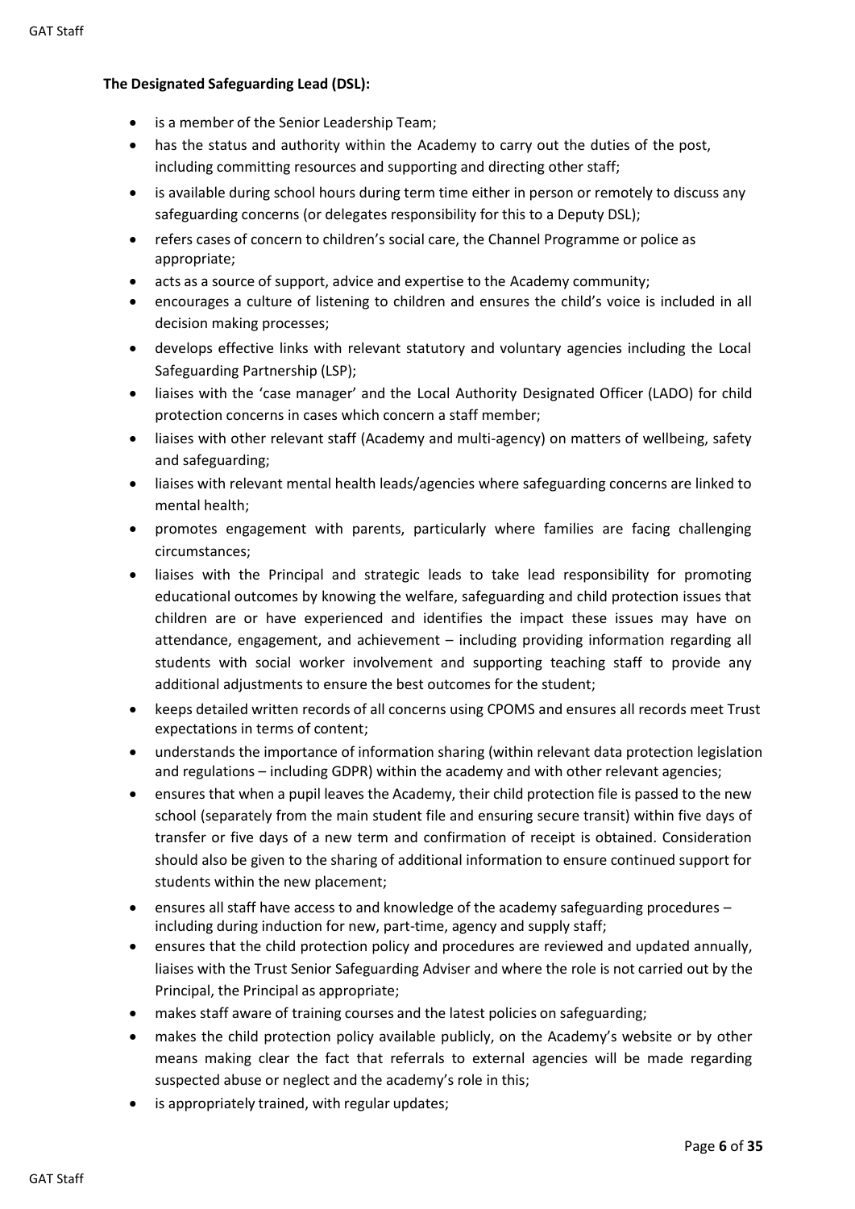**The Designated Safeguarding Lead (DSL):**

- is a member of the Senior Leadership Team;
- has the status and authority within the Academy to carry out the duties of the post, including committing resources and supporting and directing other staff;
- is available during school hours during term time either in person or remotely to discuss any safeguarding concerns (or delegates responsibility for this to a Deputy DSL);
- refers cases of concern to children's social care, the Channel Programme or police as appropriate;
- acts as a source of support, advice and expertise to the Academy community;
- encourages a culture of listening to children and ensures the child's voice is included in all decision making processes;
- develops effective links with relevant statutory and voluntary agencies including the Local Safeguarding Partnership (LSP);
- liaises with the 'case manager' and the Local Authority Designated Officer (LADO) for child protection concerns in cases which concern a staff member;
- liaises with other relevant staff (Academy and multi-agency) on matters of wellbeing, safety and safeguarding;
- liaises with relevant mental health leads/agencies where safeguarding concerns are linked to mental health;
- promotes engagement with parents, particularly where families are facing challenging circumstances;
- liaises with the Principal and strategic leads to take lead responsibility for promoting educational outcomes by knowing the welfare, safeguarding and child protection issues that children are or have experienced and identifies the impact these issues may have on attendance, engagement, and achievement – including providing information regarding all students with social worker involvement and supporting teaching staff to provide any additional adjustments to ensure the best outcomes for the student;
- keeps detailed written records of all concerns using CPOMS and ensures all records meet Trust expectations in terms of content;
- understands the importance of information sharing (within relevant data protection legislation and regulations – including GDPR) within the academy and with other relevant agencies;
- ensures that when a pupil leaves the Academy, their child protection file is passed to the new school (separately from the main student file and ensuring secure transit) within five days of transfer or five days of a new term and confirmation of receipt is obtained. Consideration should also be given to the sharing of additional information to ensure continued support for students within the new placement;
- ensures all staff have access to and knowledge of the academy safeguarding procedures – including during induction for new, part-time, agency and supply staff;
- ensures that the child protection policy and procedures are reviewed and updated annually, liaises with the Trust Senior Safeguarding Adviser and where the role is not carried out by the Principal, the Principal as appropriate;
- makes staff aware of training courses and the latest policies on safeguarding;
- makes the child protection policy available publicly, on the Academy's website or by other means making clear the fact that referrals to external agencies will be made regarding suspected abuse or neglect and the academy's role in this;
- is appropriately trained, with regular updates;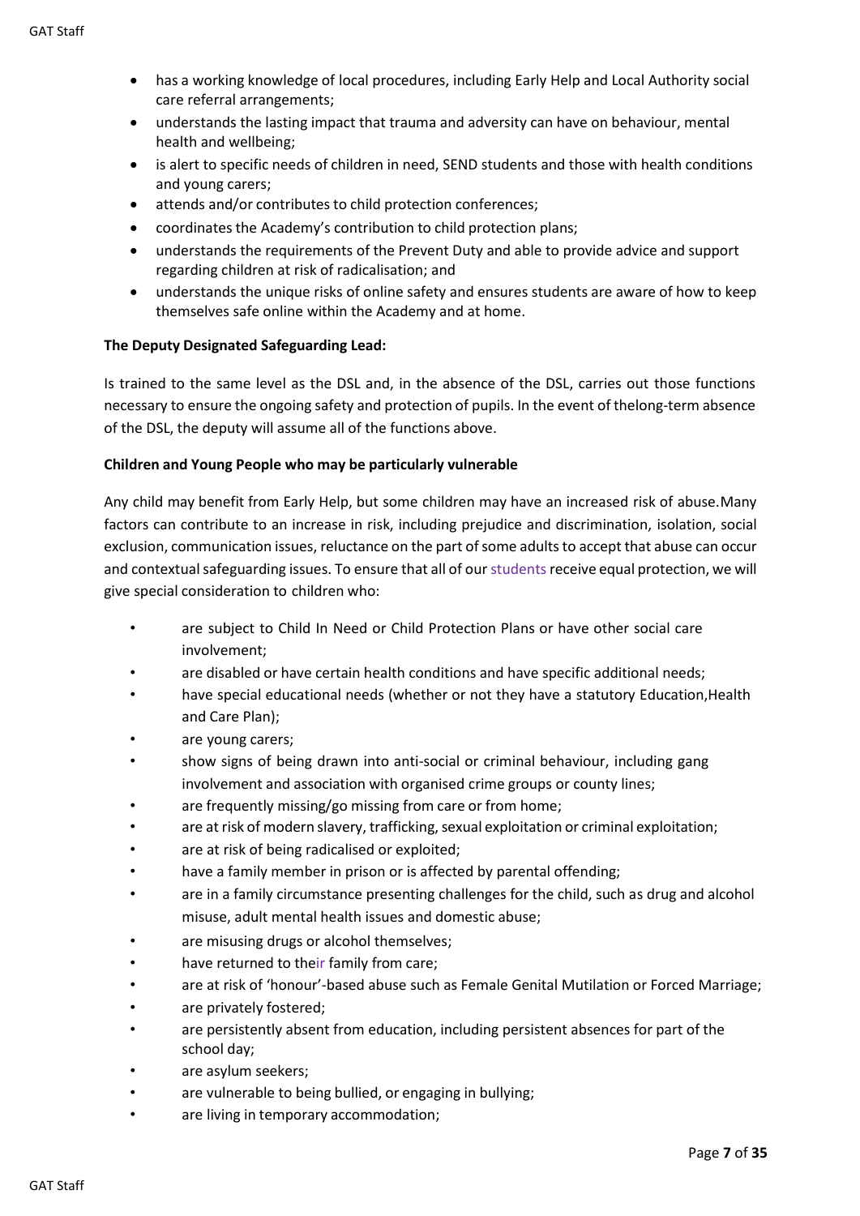- has a working knowledge of local procedures, including Early Help and Local Authority social care referral arrangements;
- understands the lasting impact that trauma and adversity can have on behaviour, mental health and wellbeing;
- is alert to specific needs of children in need, SEND students and those with health conditions and young carers;
- attends and/or contributes to child protection conferences;
- coordinates the Academy's contribution to child protection plans;
- understands the requirements of the Prevent Duty and able to provide advice and support regarding children at risk of radicalisation; and
- understands the unique risks of online safety and ensures students are aware of how to keep themselves safe online within the Academy and at home.

**The Deputy Designated Safeguarding Lead:**

Is trained to the same level as the DSL and, in the absence of the DSL, carries out those functions necessary to ensure the ongoing safety and protection of pupils. In the event of thelong-term absence of the DSL, the deputy will assume all of the functions above.

**Children and Young People who may be particularly vulnerable**

Any child may benefit from Early Help, but some children may have an increased risk of abuse.Many factors can contribute to an increase in risk, including prejudice and discrimination, isolation, social exclusion, communication issues, reluctance on the part of some adults to accept that abuse can occur and contextual safeguarding issues. To ensure that all of our students receive equal protection, we will give special consideration to children who:

- are subject to Child In Need or Child Protection Plans or have other social care involvement;
- are disabled or have certain health conditions and have specific additional needs;
- have special educational needs (whether or not they have a statutory Education,Health and Care Plan);
- are young carers;
- show signs of being drawn into anti-social or criminal behaviour, including gang involvement and association with organised crime groups or county lines;
- are frequently missing/go missing from care or from home;
- are at risk of modern slavery, trafficking, sexual exploitation or criminal exploitation;
- are at risk of being radicalised or exploited;
- have a family member in prison or is affected by parental offending;
- are in a family circumstance presenting challenges for the child, such as drug and alcohol misuse, adult mental health issues and domestic abuse;
- are misusing drugs or alcohol themselves;
- have returned to their family from care;
- are at risk of 'honour'-based abuse such as Female Genital Mutilation or Forced Marriage;
- are privately fostered;
- are persistently absent from education, including persistent absences for part of the school day;
- are asylum seekers;
- are vulnerable to being bullied, or engaging in bullying;
- are living in temporary accommodation;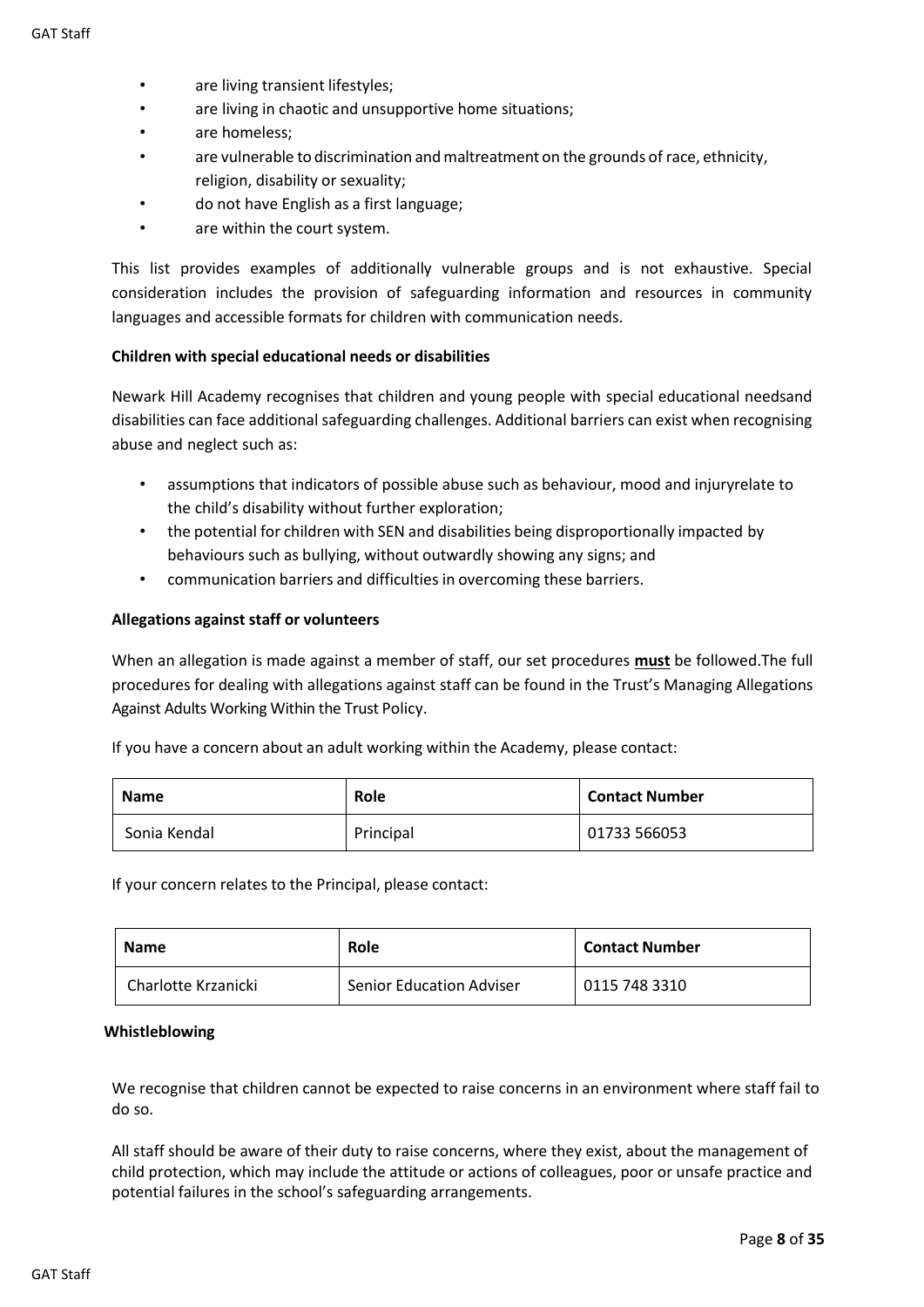- are living transient lifestyles;
- are living in chaotic and unsupportive home situations;
- are homeless;
- are vulnerable to discrimination and maltreatment on the grounds of race, ethnicity, religion, disability or sexuality;
- do not have English as a first language;
- are within the court system.

This list provides examples of additionally vulnerable groups and is not exhaustive. Special consideration includes the provision of safeguarding information and resources in community languages and accessible formats for children with communication needs.

**Children with special educational needs or disabilities**

Newark Hill Academy recognises that children and young people with special educational needsand disabilities can face additional safeguarding challenges. Additional barriers can exist when recognising abuse and neglect such as:

- assumptions that indicators of possible abuse such as behaviour, mood and injuryrelate to the child's disability without further exploration;
- the potential for children with SEN and disabilities being disproportionally impacted by behaviours such as bullying, without outwardly showing any signs; and
- communication barriers and difficulties in overcoming these barriers.

**Allegations against staff or volunteers**

When an allegation is made against a member of staff, our set procedures **must** be followed.The full procedures for dealing with allegations against staff can be found in the Trust's Managing Allegations Against Adults Working Within the Trust Policy.

If you have a concern about an adult working within the Academy, please contact:

| Name | Role | Contact Number |
|---|---|---|
| Sonia Kendal | Principal | 01733 566053 |

If your concern relates to the Principal, please contact:

| Name | Role | Contact Number |
|---|---|---|
| Charlotte Krzanicki | Senior Education Adviser | 0115 748 3310 |

**Whistleblowing**

We recognise that children cannot be expected to raise concerns in an environment where staff fail to do so.

All staff should be aware of their duty to raise concerns, where they exist, about the management of child protection, which may include the attitude or actions of colleagues, poor or unsafe practice and potential failures in the school's safeguarding arrangements.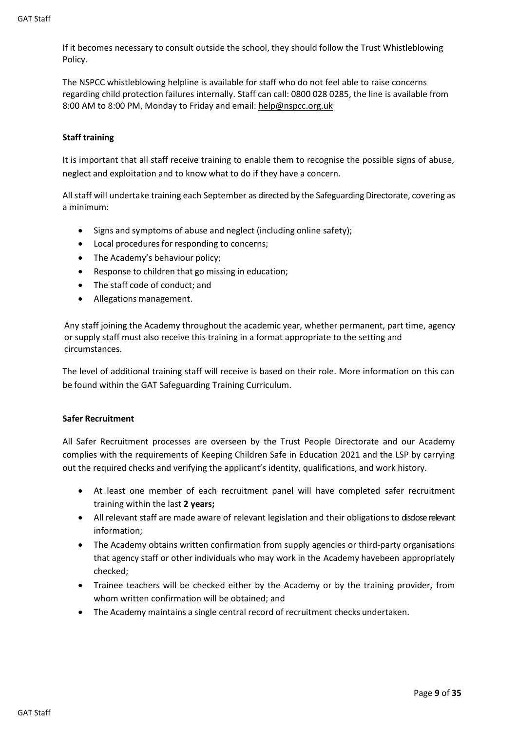If it becomes necessary to consult outside the school, they should follow the Trust Whistleblowing Policy.

The NSPCC whistleblowing helpline is available for staff who do not feel able to raise concerns regarding child protection failures internally. Staff can call: 0800 028 0285, the line is available from 8:00 AM to 8:00 PM, Monday to Friday and email: help@nspcc.org.uk

**Staff training**

It is important that all staff receive training to enable them to recognise the possible signs of abuse, neglect and exploitation and to know what to do if they have a concern.

All staff will undertake training each September as directed by the Safeguarding Directorate, covering as a minimum:

- Signs and symptoms of abuse and neglect (including online safety);
- Local procedures for responding to concerns;
- The Academy's behaviour policy;
- Response to children that go missing in education;
- The staff code of conduct; and
- Allegations management.

Any staff joining the Academy throughout the academic year, whether permanent, part time, agency or supply staff must also receive this training in a format appropriate to the setting and circumstances.

The level of additional training staff will receive is based on their role. More information on this can be found within the GAT Safeguarding Training Curriculum.

**Safer Recruitment**

All Safer Recruitment processes are overseen by the Trust People Directorate and our Academy complies with the requirements of Keeping Children Safe in Education 2021 and the LSP by carrying out the required checks and verifying the applicant's identity, qualifications, and work history.

- At least one member of each recruitment panel will have completed safer recruitment training within the last **2 years;**
- All relevant staff are made aware of relevant legislation and their obligations to disclose relevant information;
- The Academy obtains written confirmation from supply agencies or third-party organisations that agency staff or other individuals who may work in the Academy havebeen appropriately checked;
- Trainee teachers will be checked either by the Academy or by the training provider, from whom written confirmation will be obtained; and
- The Academy maintains a single central record of recruitment checks undertaken.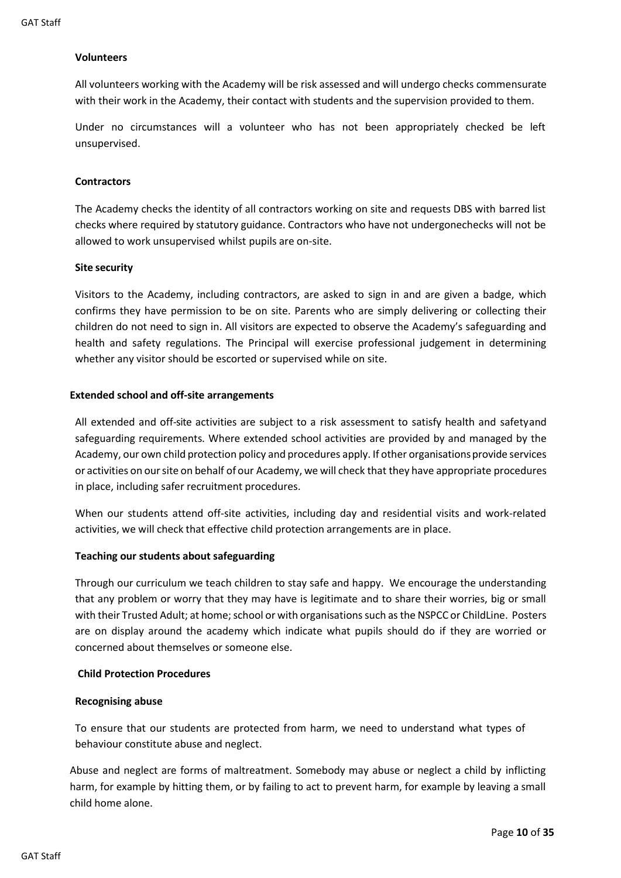**Volunteers**

All volunteers working with the Academy will be risk assessed and will undergo checks commensurate with their work in the Academy, their contact with students and the supervision provided to them.

Under no circumstances will a volunteer who has not been appropriately checked be left unsupervised.

**Contractors**

The Academy checks the identity of all contractors working on site and requests DBS with barred list checks where required by statutory guidance. Contractors who have not undergonechecks will not be allowed to work unsupervised whilst pupils are on-site.

**Site security**

Visitors to the Academy, including contractors, are asked to sign in and are given a badge, which confirms they have permission to be on site. Parents who are simply delivering or collecting their children do not need to sign in. All visitors are expected to observe the Academy's safeguarding and health and safety regulations. The Principal will exercise professional judgement in determining whether any visitor should be escorted or supervised while on site.

**Extended school and off-site arrangements**

All extended and off-site activities are subject to a risk assessment to satisfy health and safetyand safeguarding requirements. Where extended school activities are provided by and managed by the Academy, our own child protection policy and procedures apply. If other organisations provide services or activities on our site on behalf of our Academy, we will check that they have appropriate procedures in place, including safer recruitment procedures.

When our students attend off-site activities, including day and residential visits and work-related activities, we will check that effective child protection arrangements are in place.

**Teaching our students about safeguarding**

Through our curriculum we teach children to stay safe and happy. We encourage the understanding that any problem or worry that they may have is legitimate and to share their worries, big or small with their Trusted Adult; at home; school or with organisations such as the NSPCC or ChildLine. Posters are on display around the academy which indicate what pupils should do if they are worried or concerned about themselves or someone else.

**Child Protection Procedures**

**Recognising abuse**

To ensure that our students are protected from harm, we need to understand what types of behaviour constitute abuse and neglect.

Abuse and neglect are forms of maltreatment. Somebody may abuse or neglect a child by inflicting harm, for example by hitting them, or by failing to act to prevent harm, for example by leaving a small child home alone.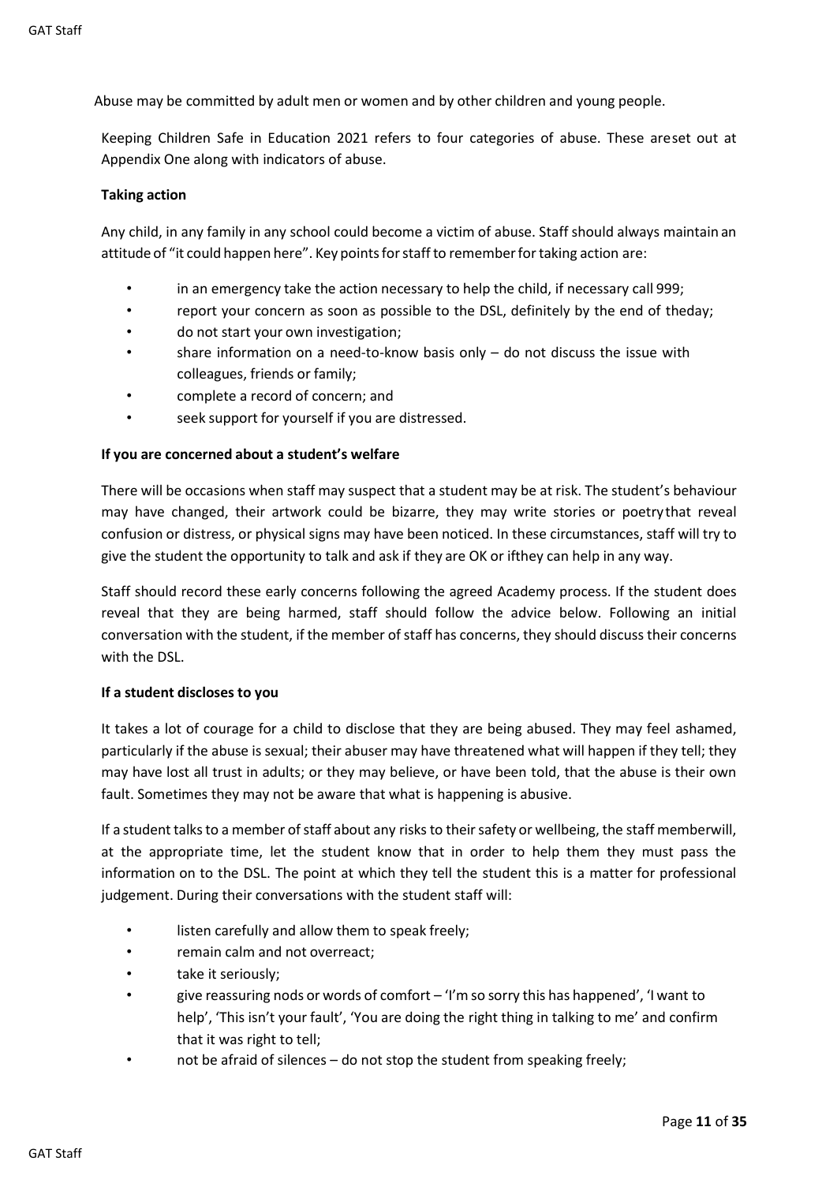Abuse may be committed by adult men or women and by other children and young people.

Keeping Children Safe in Education 2021 refers to four categories of abuse. These are set out at Appendix One along with indicators of abuse.

**Taking action**

Any child, in any family in any school could become a victim of abuse. Staff should always maintain an attitude of "it could happen here". Key points for staff to remember for taking action are:

- in an emergency take the action necessary to help the child, if necessary call 999;
- report your concern as soon as possible to the DSL, definitely by the end of the day;
- do not start your own investigation;
- share information on a need-to-know basis only – do not discuss the issue with colleagues, friends or family;
- complete a record of concern; and
- seek support for yourself if you are distressed.

**If you are concerned about a student's welfare**

There will be occasions when staff may suspect that a student may be at risk. The student's behaviour may have changed, their artwork could be bizarre, they may write stories or poetry that reveal confusion or distress, or physical signs may have been noticed. In these circumstances, staff will try to give the student the opportunity to talk and ask if they are OK or if they can help in any way.

Staff should record these early concerns following the agreed Academy process. If the student does reveal that they are being harmed, staff should follow the advice below. Following an initial conversation with the student, if the member of staff has concerns, they should discuss their concerns with the DSL.

**If a student discloses to you**

It takes a lot of courage for a child to disclose that they are being abused. They may feel ashamed, particularly if the abuse is sexual; their abuser may have threatened what will happen if they tell; they may have lost all trust in adults; or they may believe, or have been told, that the abuse is their own fault. Sometimes they may not be aware that what is happening is abusive.

If a student talks to a member of staff about any risks to their safety or wellbeing, the staff member will, at the appropriate time, let the student know that in order to help them they must pass the information on to the DSL. The point at which they tell the student this is a matter for professional judgement. During their conversations with the student staff will:

- listen carefully and allow them to speak freely;
- remain calm and not overreact;
- take it seriously;
- give reassuring nods or words of comfort – 'I'm so sorry this has happened', 'I want to help', 'This isn't your fault', 'You are doing the right thing in talking to me' and confirm that it was right to tell;
- not be afraid of silences – do not stop the student from speaking freely;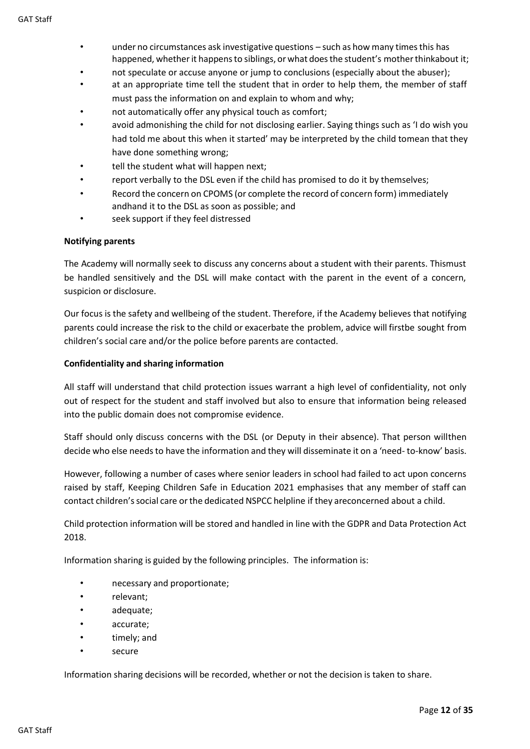- under no circumstances ask investigative questions – such as how many times this has happened, whether it happens to siblings, or what does the student's mother thinkabout it;
- not speculate or accuse anyone or jump to conclusions (especially about the abuser);
- at an appropriate time tell the student that in order to help them, the member of staff must pass the information on and explain to whom and why;
- not automatically offer any physical touch as comfort;
- avoid admonishing the child for not disclosing earlier. Saying things such as 'I do wish you had told me about this when it started' may be interpreted by the child tomean that they have done something wrong;
- tell the student what will happen next;
- report verbally to the DSL even if the child has promised to do it by themselves;
- Record the concern on CPOMS (or complete the record of concern form) immediately andhand it to the DSL as soon as possible; and
- seek support if they feel distressed

**Notifying parents**

The Academy will normally seek to discuss any concerns about a student with their parents. Thismust be handled sensitively and the DSL will make contact with the parent in the event of a concern, suspicion or disclosure.

Our focus is the safety and wellbeing of the student. Therefore, if the Academy believes that notifying parents could increase the risk to the child or exacerbate the problem, advice will firstbe sought from children's social care and/or the police before parents are contacted.

**Confidentiality and sharing information**

All staff will understand that child protection issues warrant a high level of confidentiality, not only out of respect for the student and staff involved but also to ensure that information being released into the public domain does not compromise evidence.

Staff should only discuss concerns with the DSL (or Deputy in their absence). That person willthen decide who else needs to have the information and they will disseminate it on a 'need- to-know' basis.

However, following a number of cases where senior leaders in school had failed to act upon concerns raised by staff, Keeping Children Safe in Education 2021 emphasises that any member of staff can contact children's social care or the dedicated NSPCC helpline if they areconcerned about a child.

Child protection information will be stored and handled in line with the GDPR and Data Protection Act 2018.

Information sharing is guided by the following principles. The information is:

- necessary and proportionate;
- relevant;
- adequate;
- accurate;
- timely; and
- secure

Information sharing decisions will be recorded, whether or not the decision is taken to share.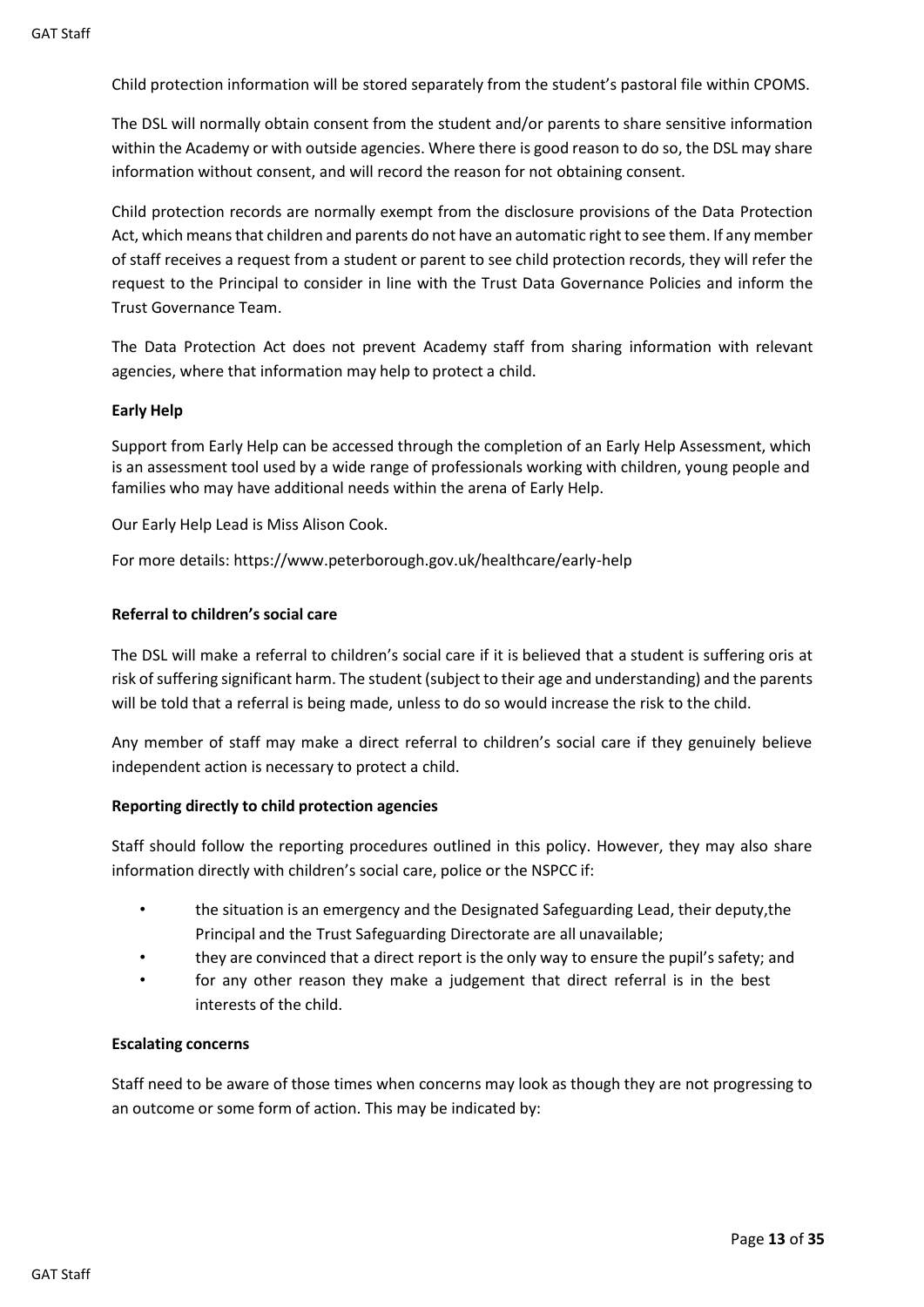Child protection information will be stored separately from the student's pastoral file within CPOMS.

The DSL will normally obtain consent from the student and/or parents to share sensitive information within the Academy or with outside agencies. Where there is good reason to do so, the DSL may share information without consent, and will record the reason for not obtaining consent.

Child protection records are normally exempt from the disclosure provisions of the Data Protection Act, which means that children and parents do not have an automatic right to see them. If any member of staff receives a request from a student or parent to see child protection records, they will refer the request to the Principal to consider in line with the Trust Data Governance Policies and inform the Trust Governance Team.

The Data Protection Act does not prevent Academy staff from sharing information with relevant agencies, where that information may help to protect a child.

**Early Help**

Support from Early Help can be accessed through the completion of an Early Help Assessment, which is an assessment tool used by a wide range of professionals working with children, young people and families who may have additional needs within the arena of Early Help.

Our Early Help Lead is Miss Alison Cook.

For more details: https://www.peterborough.gov.uk/healthcare/early-help

**Referral to children's social care**

The DSL will make a referral to children's social care if it is believed that a student is suffering oris at risk of suffering significant harm. The student (subject to their age and understanding) and the parents will be told that a referral is being made, unless to do so would increase the risk to the child.

Any member of staff may make a direct referral to children's social care if they genuinely believe independent action is necessary to protect a child.

**Reporting directly to child protection agencies**

Staff should follow the reporting procedures outlined in this policy. However, they may also share information directly with children's social care, police or the NSPCC if:

- the situation is an emergency and the Designated Safeguarding Lead, their deputy,the Principal and the Trust Safeguarding Directorate are all unavailable;
- they are convinced that a direct report is the only way to ensure the pupil's safety; and
- for any other reason they make a judgement that direct referral is in the best interests of the child.

**Escalating concerns**

Staff need to be aware of those times when concerns may look as though they are not progressing to an outcome or some form of action. This may be indicated by: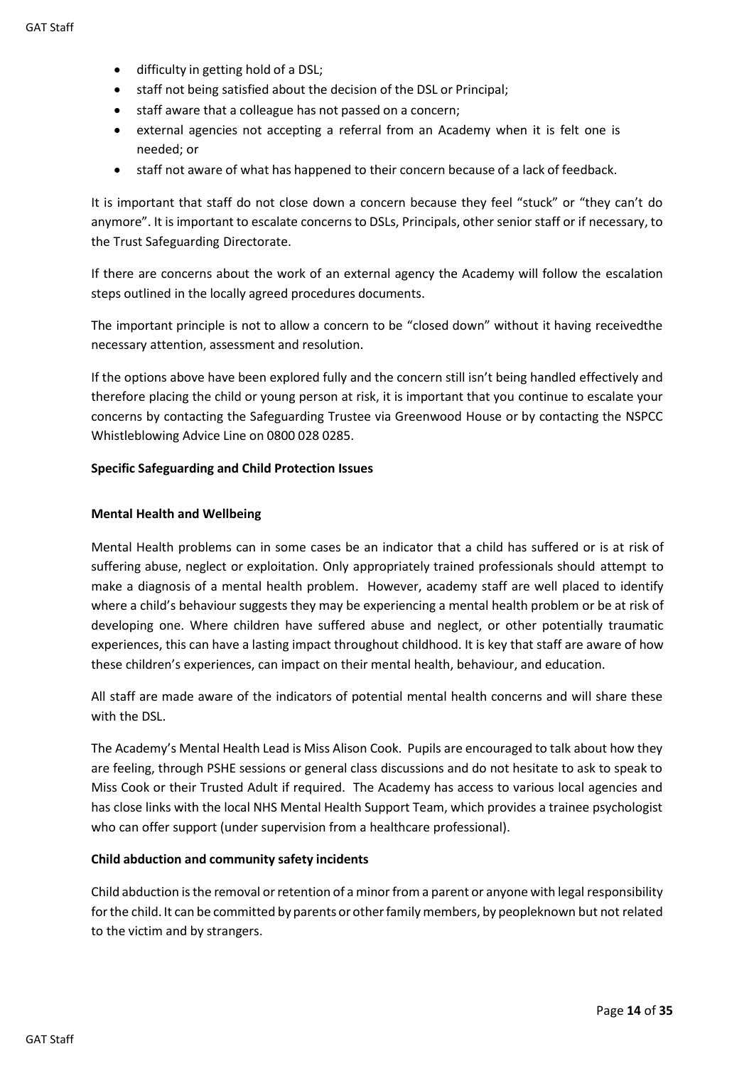- difficulty in getting hold of a DSL;
- staff not being satisfied about the decision of the DSL or Principal;
- staff aware that a colleague has not passed on a concern;
- external agencies not accepting a referral from an Academy when it is felt one is needed; or
- staff not aware of what has happened to their concern because of a lack of feedback.

It is important that staff do not close down a concern because they feel "stuck" or "they can't do anymore". It is important to escalate concerns to DSLs, Principals, other senior staff or if necessary, to the Trust Safeguarding Directorate.

If there are concerns about the work of an external agency the Academy will follow the escalation steps outlined in the locally agreed procedures documents.

The important principle is not to allow a concern to be "closed down" without it having receivedthe necessary attention, assessment and resolution.

If the options above have been explored fully and the concern still isn't being handled effectively and therefore placing the child or young person at risk, it is important that you continue to escalate your concerns by contacting the Safeguarding Trustee via Greenwood House or by contacting the NSPCC Whistleblowing Advice Line on 0800 028 0285.

**Specific Safeguarding and Child Protection Issues**

**Mental Health and Wellbeing**

Mental Health problems can in some cases be an indicator that a child has suffered or is at risk of suffering abuse, neglect or exploitation. Only appropriately trained professionals should attempt to make a diagnosis of a mental health problem. However, academy staff are well placed to identify where a child's behaviour suggests they may be experiencing a mental health problem or be at risk of developing one. Where children have suffered abuse and neglect, or other potentially traumatic experiences, this can have a lasting impact throughout childhood. It is key that staff are aware of how these children's experiences, can impact on their mental health, behaviour, and education.

All staff are made aware of the indicators of potential mental health concerns and will share these with the DSL.

The Academy's Mental Health Lead is Miss Alison Cook. Pupils are encouraged to talk about how they are feeling, through PSHE sessions or general class discussions and do not hesitate to ask to speak to Miss Cook or their Trusted Adult if required. The Academy has access to various local agencies and has close links with the local NHS Mental Health Support Team, which provides a trainee psychologist who can offer support (under supervision from a healthcare professional).

**Child abduction and community safety incidents**

Child abduction is the removal or retention of a minor from a parent or anyone with legal responsibility for the child. It can be committed by parents or other family members, by peopleknown but not related to the victim and by strangers.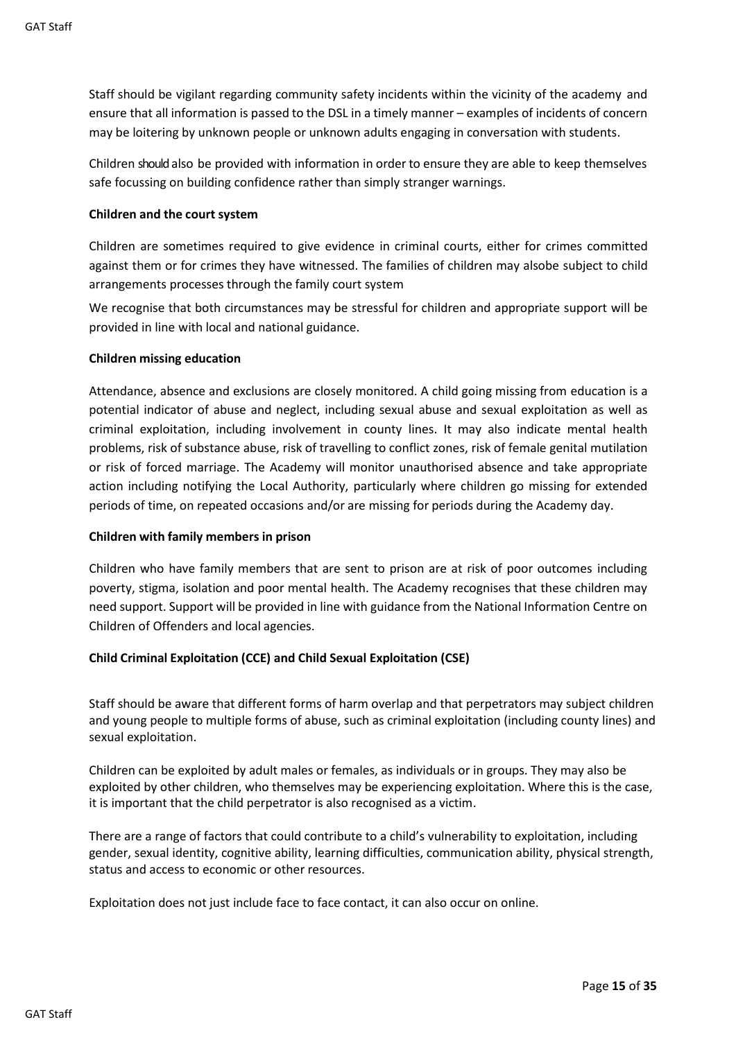Staff should be vigilant regarding community safety incidents within the vicinity of the academy and ensure that all information is passed to the DSL in a timely manner – examples of incidents of concern may be loitering by unknown people or unknown adults engaging in conversation with students.

Children should also be provided with information in order to ensure they are able to keep themselves safe focussing on building confidence rather than simply stranger warnings.

**Children and the court system**

Children are sometimes required to give evidence in criminal courts, either for crimes committed against them or for crimes they have witnessed. The families of children may alsobe subject to child arrangements processes through the family court system

We recognise that both circumstances may be stressful for children and appropriate support will be provided in line with local and national guidance.

**Children missing education**

Attendance, absence and exclusions are closely monitored. A child going missing from education is a potential indicator of abuse and neglect, including sexual abuse and sexual exploitation as well as criminal exploitation, including involvement in county lines. It may also indicate mental health problems, risk of substance abuse, risk of travelling to conflict zones, risk of female genital mutilation or risk of forced marriage. The Academy will monitor unauthorised absence and take appropriate action including notifying the Local Authority, particularly where children go missing for extended periods of time, on repeated occasions and/or are missing for periods during the Academy day.

**Children with family members in prison**

Children who have family members that are sent to prison are at risk of poor outcomes including poverty, stigma, isolation and poor mental health. The Academy recognises that these children may need support. Support will be provided in line with guidance from the National Information Centre on Children of Offenders and local agencies.

**Child Criminal Exploitation (CCE) and Child Sexual Exploitation (CSE)**

Staff should be aware that different forms of harm overlap and that perpetrators may subject children and young people to multiple forms of abuse, such as criminal exploitation (including county lines) and sexual exploitation.

Children can be exploited by adult males or females, as individuals or in groups. They may also be exploited by other children, who themselves may be experiencing exploitation. Where this is the case, it is important that the child perpetrator is also recognised as a victim.

There are a range of factors that could contribute to a child's vulnerability to exploitation, including gender, sexual identity, cognitive ability, learning difficulties, communication ability, physical strength, status and access to economic or other resources.

Exploitation does not just include face to face contact, it can also occur on online.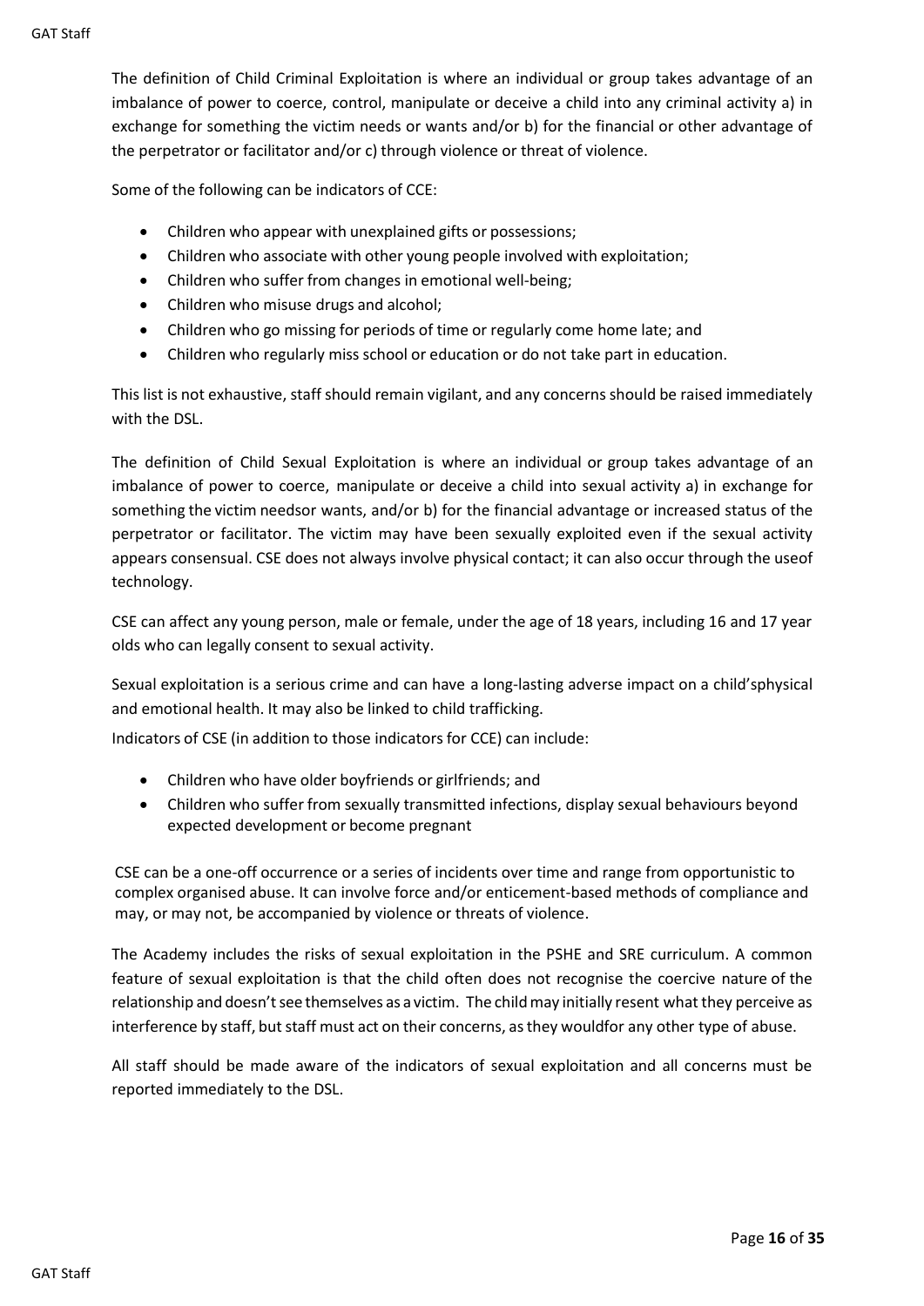The definition of Child Criminal Exploitation is where an individual or group takes advantage of an imbalance of power to coerce, control, manipulate or deceive a child into any criminal activity a) in exchange for something the victim needs or wants and/or b) for the financial or other advantage of the perpetrator or facilitator and/or c) through violence or threat of violence.

Some of the following can be indicators of CCE:

- Children who appear with unexplained gifts or possessions;
- Children who associate with other young people involved with exploitation;
- Children who suffer from changes in emotional well-being;
- Children who misuse drugs and alcohol;
- Children who go missing for periods of time or regularly come home late; and
- Children who regularly miss school or education or do not take part in education.

This list is not exhaustive, staff should remain vigilant, and any concerns should be raised immediately with the DSL.

The definition of Child Sexual Exploitation is where an individual or group takes advantage of an imbalance of power to coerce, manipulate or deceive a child into sexual activity a) in exchange for something the victim needsor wants, and/or b) for the financial advantage or increased status of the perpetrator or facilitator. The victim may have been sexually exploited even if the sexual activity appears consensual. CSE does not always involve physical contact; it can also occur through the useof technology.

CSE can affect any young person, male or female, under the age of 18 years, including 16 and 17 year olds who can legally consent to sexual activity.

Sexual exploitation is a serious crime and can have a long-lasting adverse impact on a child'sphysical and emotional health. It may also be linked to child trafficking.

Indicators of CSE (in addition to those indicators for CCE) can include:

- Children who have older boyfriends or girlfriends; and
- Children who suffer from sexually transmitted infections, display sexual behaviours beyond expected development or become pregnant

CSE can be a one-off occurrence or a series of incidents over time and range from opportunistic to complex organised abuse. It can involve force and/or enticement-based methods of compliance and may, or may not, be accompanied by violence or threats of violence.

The Academy includes the risks of sexual exploitation in the PSHE and SRE curriculum. A common feature of sexual exploitation is that the child often does not recognise the coercive nature of the relationship and doesn't see themselves as a victim. The child may initially resent what they perceive as interference by staff, but staff must act on their concerns, as they wouldfor any other type of abuse.

All staff should be made aware of the indicators of sexual exploitation and all concerns must be reported immediately to the DSL.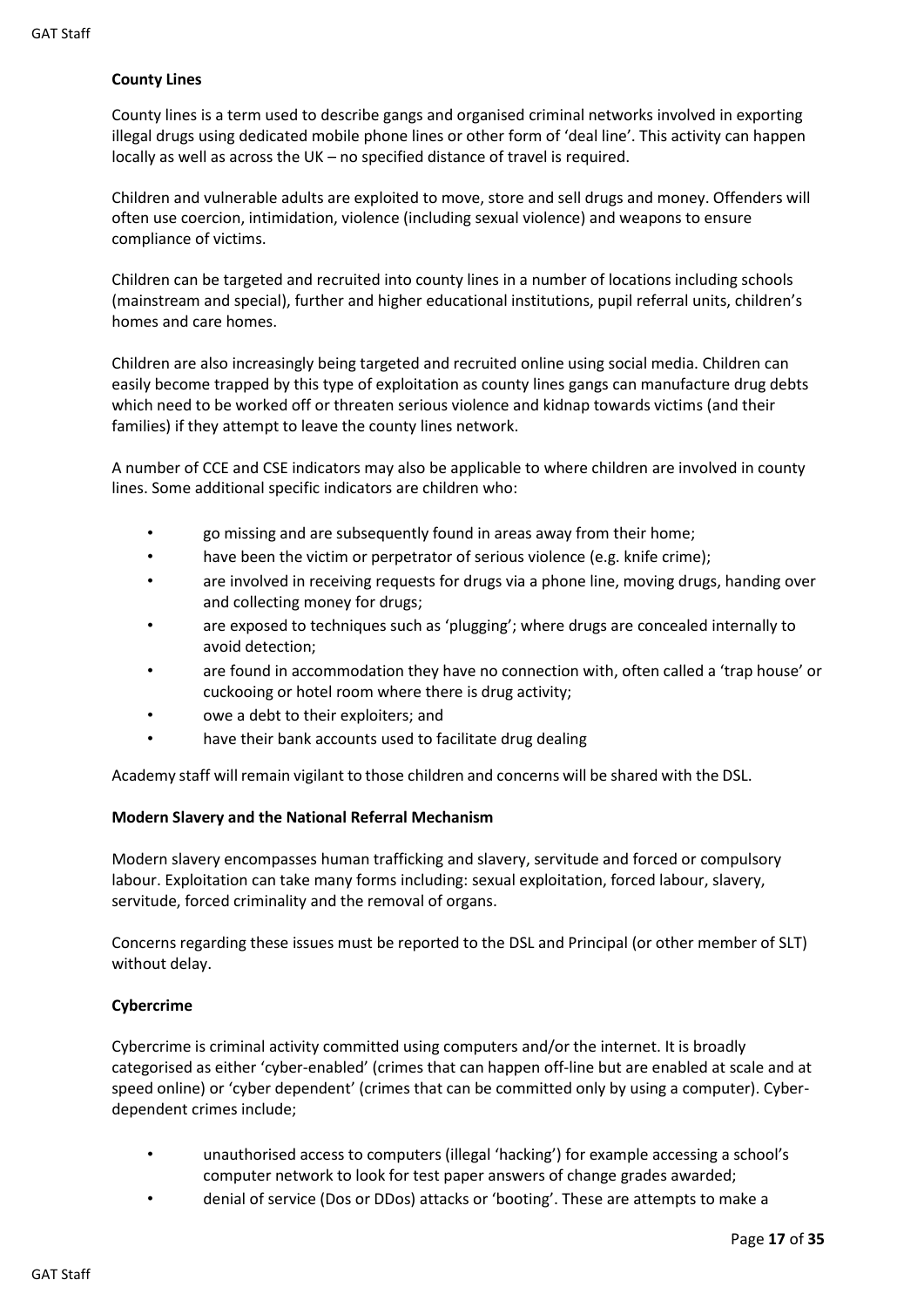**County Lines**

County lines is a term used to describe gangs and organised criminal networks involved in exporting illegal drugs using dedicated mobile phone lines or other form of 'deal line'. This activity can happen locally as well as across the UK – no specified distance of travel is required.

Children and vulnerable adults are exploited to move, store and sell drugs and money. Offenders will often use coercion, intimidation, violence (including sexual violence) and weapons to ensure compliance of victims.

Children can be targeted and recruited into county lines in a number of locations including schools (mainstream and special), further and higher educational institutions, pupil referral units, children's homes and care homes.

Children are also increasingly being targeted and recruited online using social media. Children can easily become trapped by this type of exploitation as county lines gangs can manufacture drug debts which need to be worked off or threaten serious violence and kidnap towards victims (and their families) if they attempt to leave the county lines network.

A number of CCE and CSE indicators may also be applicable to where children are involved in county lines. Some additional specific indicators are children who:

- go missing and are subsequently found in areas away from their home;
- have been the victim or perpetrator of serious violence (e.g. knife crime);
- are involved in receiving requests for drugs via a phone line, moving drugs, handing over and collecting money for drugs;
- are exposed to techniques such as 'plugging'; where drugs are concealed internally to avoid detection;
- are found in accommodation they have no connection with, often called a 'trap house' or cuckooing or hotel room where there is drug activity;
- owe a debt to their exploiters; and
- have their bank accounts used to facilitate drug dealing

Academy staff will remain vigilant to those children and concerns will be shared with the DSL.

**Modern Slavery and the National Referral Mechanism**

Modern slavery encompasses human trafficking and slavery, servitude and forced or compulsory labour. Exploitation can take many forms including: sexual exploitation, forced labour, slavery, servitude, forced criminality and the removal of organs.

Concerns regarding these issues must be reported to the DSL and Principal (or other member of SLT) without delay.

**Cybercrime**

Cybercrime is criminal activity committed using computers and/or the internet. It is broadly categorised as either 'cyber-enabled' (crimes that can happen off-line but are enabled at scale and at speed online) or 'cyber dependent' (crimes that can be committed only by using a computer). Cyber-dependent crimes include;

- unauthorised access to computers (illegal 'hacking') for example accessing a school's computer network to look for test paper answers of change grades awarded;
- denial of service (Dos or DDos) attacks or 'booting'. These are attempts to make a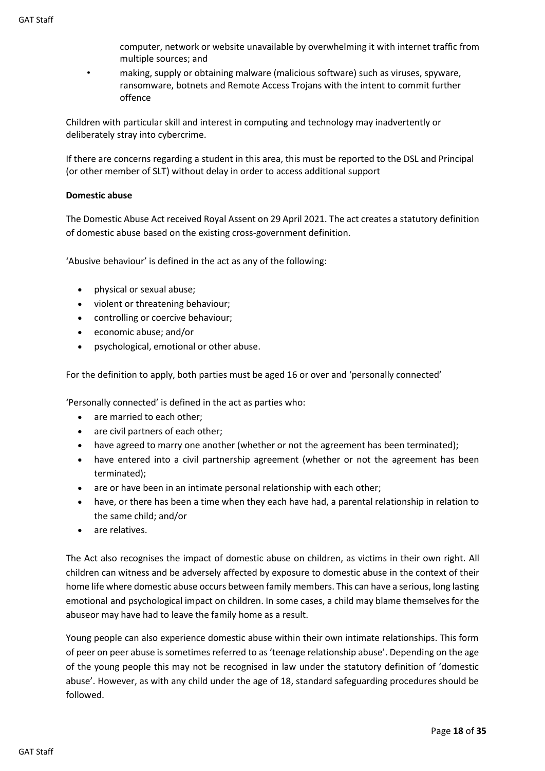computer, network or website unavailable by overwhelming it with internet traffic from multiple sources; and

- making, supply or obtaining malware (malicious software) such as viruses, spyware, ransomware, botnets and Remote Access Trojans with the intent to commit further offence

Children with particular skill and interest in computing and technology may inadvertently or deliberately stray into cybercrime.

If there are concerns regarding a student in this area, this must be reported to the DSL and Principal (or other member of SLT) without delay in order to access additional support

**Domestic abuse**

The Domestic Abuse Act received Royal Assent on 29 April 2021. The act creates a statutory definition of domestic abuse based on the existing cross-government definition.

'Abusive behaviour' is defined in the act as any of the following:

- physical or sexual abuse;
- violent or threatening behaviour;
- controlling or coercive behaviour;
- economic abuse; and/or
- psychological, emotional or other abuse.

For the definition to apply, both parties must be aged 16 or over and 'personally connected'

'Personally connected' is defined in the act as parties who:

- are married to each other;
- are civil partners of each other;
- have agreed to marry one another (whether or not the agreement has been terminated);
- have entered into a civil partnership agreement (whether or not the agreement has been terminated);
- are or have been in an intimate personal relationship with each other;
- have, or there has been a time when they each have had, a parental relationship in relation to the same child; and/or
- are relatives.

The Act also recognises the impact of domestic abuse on children, as victims in their own right. All children can witness and be adversely affected by exposure to domestic abuse in the context of their home life where domestic abuse occurs between family members. This can have a serious, long lasting emotional and psychological impact on children. In some cases, a child may blame themselves for the abuseor may have had to leave the family home as a result.

Young people can also experience domestic abuse within their own intimate relationships. This form of peer on peer abuse is sometimes referred to as 'teenage relationship abuse'. Depending on the age of the young people this may not be recognised in law under the statutory definition of 'domestic abuse'. However, as with any child under the age of 18, standard safeguarding procedures should be followed.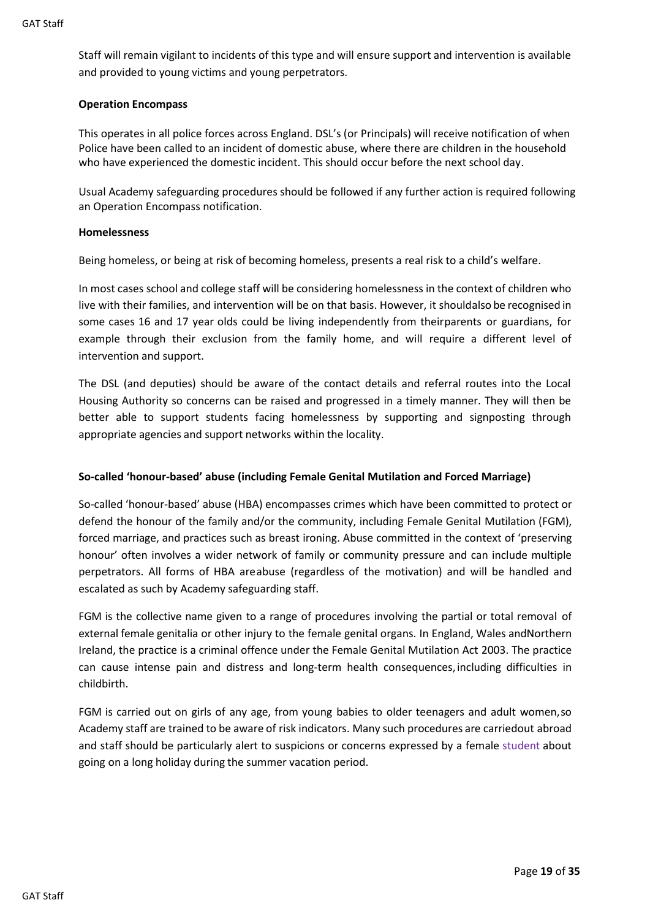Staff will remain vigilant to incidents of this type and will ensure support and intervention is available and provided to young victims and young perpetrators.

**Operation Encompass**

This operates in all police forces across England. DSL's (or Principals) will receive notification of when Police have been called to an incident of domestic abuse, where there are children in the household who have experienced the domestic incident. This should occur before the next school day.

Usual Academy safeguarding procedures should be followed if any further action is required following an Operation Encompass notification.

**Homelessness**

Being homeless, or being at risk of becoming homeless, presents a real risk to a child's welfare.

In most cases school and college staff will be considering homelessness in the context of children who live with their families, and intervention will be on that basis. However, it shouldalso be recognised in some cases 16 and 17 year olds could be living independently from theirparents or guardians, for example through their exclusion from the family home, and will require a different level of intervention and support.

The DSL (and deputies) should be aware of the contact details and referral routes into the Local Housing Authority so concerns can be raised and progressed in a timely manner. They will then be better able to support students facing homelessness by supporting and signposting through appropriate agencies and support networks within the locality.

**So-called 'honour-based' abuse (including Female Genital Mutilation and Forced Marriage)**

So-called 'honour-based' abuse (HBA) encompasses crimes which have been committed to protect or defend the honour of the family and/or the community, including Female Genital Mutilation (FGM), forced marriage, and practices such as breast ironing. Abuse committed in the context of 'preserving honour' often involves a wider network of family or community pressure and can include multiple perpetrators. All forms of HBA areabuse (regardless of the motivation) and will be handled and escalated as such by Academy safeguarding staff.

FGM is the collective name given to a range of procedures involving the partial or total removal of external female genitalia or other injury to the female genital organs. In England, Wales andNorthern Ireland, the practice is a criminal offence under the Female Genital Mutilation Act 2003. The practice can cause intense pain and distress and long-term health consequences, including difficulties in childbirth.

FGM is carried out on girls of any age, from young babies to older teenagers and adult women, so Academy staff are trained to be aware of risk indicators. Many such procedures are carriedout abroad and staff should be particularly alert to suspicions or concerns expressed by a female student about going on a long holiday during the summer vacation period.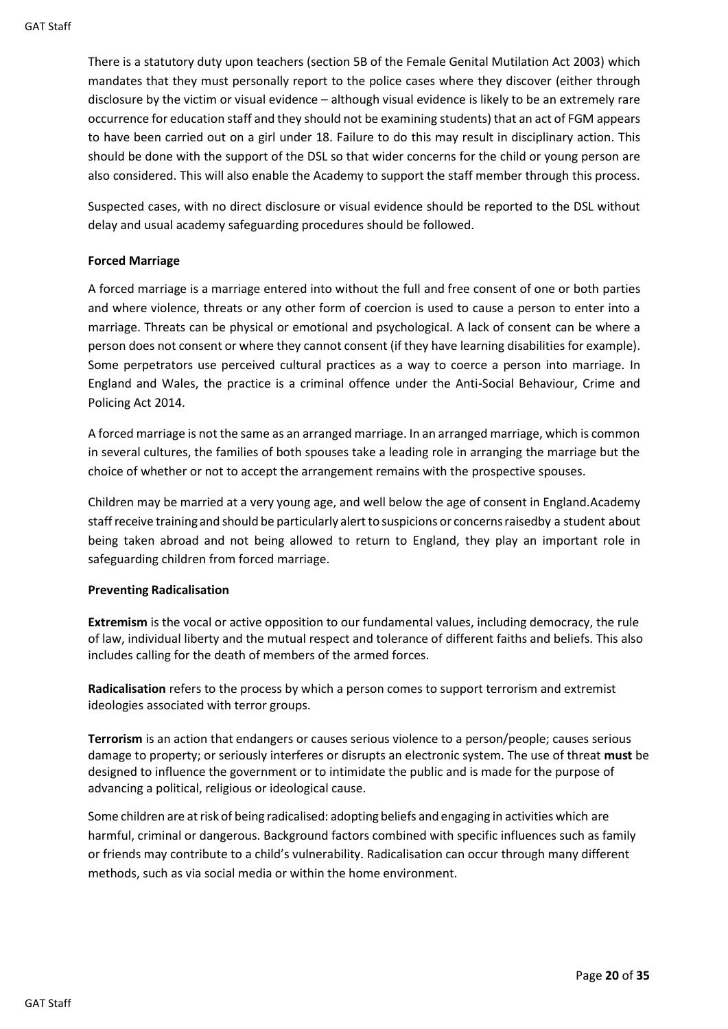There is a statutory duty upon teachers (section 5B of the Female Genital Mutilation Act 2003) which mandates that they must personally report to the police cases where they discover (either through disclosure by the victim or visual evidence – although visual evidence is likely to be an extremely rare occurrence for education staff and they should not be examining students) that an act of FGM appears to have been carried out on a girl under 18. Failure to do this may result in disciplinary action. This should be done with the support of the DSL so that wider concerns for the child or young person are also considered. This will also enable the Academy to support the staff member through this process.

Suspected cases, with no direct disclosure or visual evidence should be reported to the DSL without delay and usual academy safeguarding procedures should be followed.

**Forced Marriage**

A forced marriage is a marriage entered into without the full and free consent of one or both parties and where violence, threats or any other form of coercion is used to cause a person to enter into a marriage. Threats can be physical or emotional and psychological. A lack of consent can be where a person does not consent or where they cannot consent (if they have learning disabilities for example). Some perpetrators use perceived cultural practices as a way to coerce a person into marriage. In England and Wales, the practice is a criminal offence under the Anti-Social Behaviour, Crime and Policing Act 2014.

A forced marriage is not the same as an arranged marriage. In an arranged marriage, which is common in several cultures, the families of both spouses take a leading role in arranging the marriage but the choice of whether or not to accept the arrangement remains with the prospective spouses.

Children may be married at a very young age, and well below the age of consent in England.Academy staff receive training and should be particularly alert to suspicions or concerns raisedby a student about being taken abroad and not being allowed to return to England, they play an important role in safeguarding children from forced marriage.

**Preventing Radicalisation**

**Extremism** is the vocal or active opposition to our fundamental values, including democracy, the rule of law, individual liberty and the mutual respect and tolerance of different faiths and beliefs. This also includes calling for the death of members of the armed forces.

**Radicalisation** refers to the process by which a person comes to support terrorism and extremist ideologies associated with terror groups.

**Terrorism** is an action that endangers or causes serious violence to a person/people; causes serious damage to property; or seriously interferes or disrupts an electronic system. The use of threat **must** be designed to influence the government or to intimidate the public and is made for the purpose of advancing a political, religious or ideological cause.

Some children are at risk of being radicalised: adopting beliefs and engaging in activities which are harmful, criminal or dangerous. Background factors combined with specific influences such as family or friends may contribute to a child's vulnerability. Radicalisation can occur through many different methods, such as via social media or within the home environment.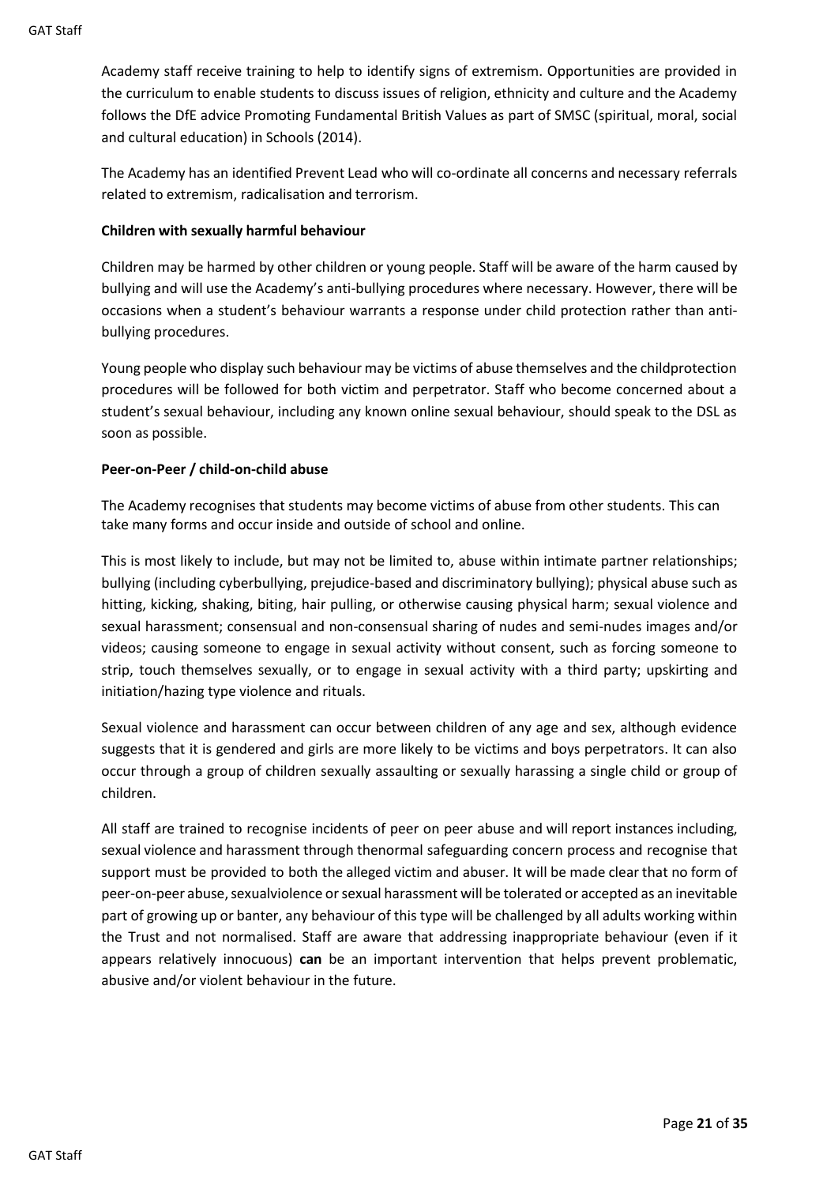Academy staff receive training to help to identify signs of extremism. Opportunities are provided in the curriculum to enable students to discuss issues of religion, ethnicity and culture and the Academy follows the DfE advice Promoting Fundamental British Values as part of SMSC (spiritual, moral, social and cultural education) in Schools (2014).

The Academy has an identified Prevent Lead who will co-ordinate all concerns and necessary referrals related to extremism, radicalisation and terrorism.

**Children with sexually harmful behaviour**

Children may be harmed by other children or young people. Staff will be aware of the harm caused by bullying and will use the Academy's anti-bullying procedures where necessary. However, there will be occasions when a student's behaviour warrants a response under child protection rather than anti-bullying procedures.

Young people who display such behaviour may be victims of abuse themselves and the childprotection procedures will be followed for both victim and perpetrator. Staff who become concerned about a student's sexual behaviour, including any known online sexual behaviour, should speak to the DSL as soon as possible.

**Peer-on-Peer / child-on-child abuse**

The Academy recognises that students may become victims of abuse from other students. This can take many forms and occur inside and outside of school and online.

This is most likely to include, but may not be limited to, abuse within intimate partner relationships; bullying (including cyberbullying, prejudice-based and discriminatory bullying); physical abuse such as hitting, kicking, shaking, biting, hair pulling, or otherwise causing physical harm; sexual violence and sexual harassment; consensual and non-consensual sharing of nudes and semi-nudes images and/or videos; causing someone to engage in sexual activity without consent, such as forcing someone to strip, touch themselves sexually, or to engage in sexual activity with a third party; upskirting and initiation/hazing type violence and rituals.

Sexual violence and harassment can occur between children of any age and sex, although evidence suggests that it is gendered and girls are more likely to be victims and boys perpetrators. It can also occur through a group of children sexually assaulting or sexually harassing a single child or group of children.

All staff are trained to recognise incidents of peer on peer abuse and will report instances including, sexual violence and harassment through thenormal safeguarding concern process and recognise that support must be provided to both the alleged victim and abuser. It will be made clear that no form of peer-on-peer abuse, sexualviolence or sexual harassment will be tolerated or accepted as an inevitable part of growing up or banter, any behaviour of this type will be challenged by all adults working within the Trust and not normalised. Staff are aware that addressing inappropriate behaviour (even if it appears relatively innocuous) **can** be an important intervention that helps prevent problematic, abusive and/or violent behaviour in the future.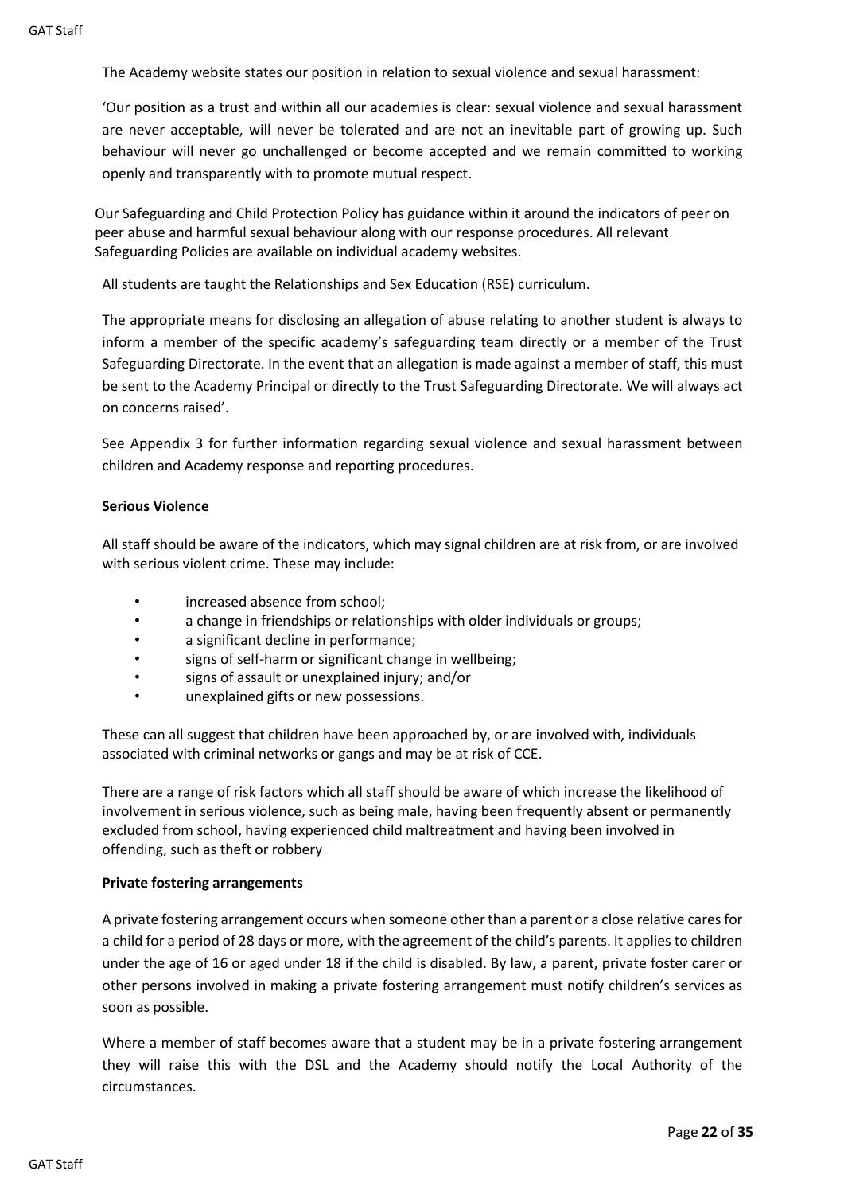The Academy website states our position in relation to sexual violence and sexual harassment:

'Our position as a trust and within all our academies is clear: sexual violence and sexual harassment are never acceptable, will never be tolerated and are not an inevitable part of growing up. Such behaviour will never go unchallenged or become accepted and we remain committed to working openly and transparently with to promote mutual respect.

Our Safeguarding and Child Protection Policy has guidance within it around the indicators of peer on peer abuse and harmful sexual behaviour along with our response procedures. All relevant Safeguarding Policies are available on individual academy websites.

All students are taught the Relationships and Sex Education (RSE) curriculum.

The appropriate means for disclosing an allegation of abuse relating to another student is always to inform a member of the specific academy's safeguarding team directly or a member of the Trust Safeguarding Directorate. In the event that an allegation is made against a member of staff, this must be sent to the Academy Principal or directly to the Trust Safeguarding Directorate. We will always act on concerns raised'.

See Appendix 3 for further information regarding sexual violence and sexual harassment between children and Academy response and reporting procedures.

**Serious Violence**

All staff should be aware of the indicators, which may signal children are at risk from, or are involved with serious violent crime. These may include:

- increased absence from school;
- a change in friendships or relationships with older individuals or groups;
- a significant decline in performance;
- signs of self-harm or significant change in wellbeing;
- signs of assault or unexplained injury; and/or
- unexplained gifts or new possessions.

These can all suggest that children have been approached by, or are involved with, individuals associated with criminal networks or gangs and may be at risk of CCE.

There are a range of risk factors which all staff should be aware of which increase the likelihood of involvement in serious violence, such as being male, having been frequently absent or permanently excluded from school, having experienced child maltreatment and having been involved in offending, such as theft or robbery

**Private fostering arrangements**

A private fostering arrangement occurs when someone other than a parent or a close relative cares for a child for a period of 28 days or more, with the agreement of the child's parents. It applies to children under the age of 16 or aged under 18 if the child is disabled. By law, a parent, private foster carer or other persons involved in making a private fostering arrangement must notify children's services as soon as possible.

Where a member of staff becomes aware that a student may be in a private fostering arrangement they will raise this with the DSL and the Academy should notify the Local Authority of the circumstances.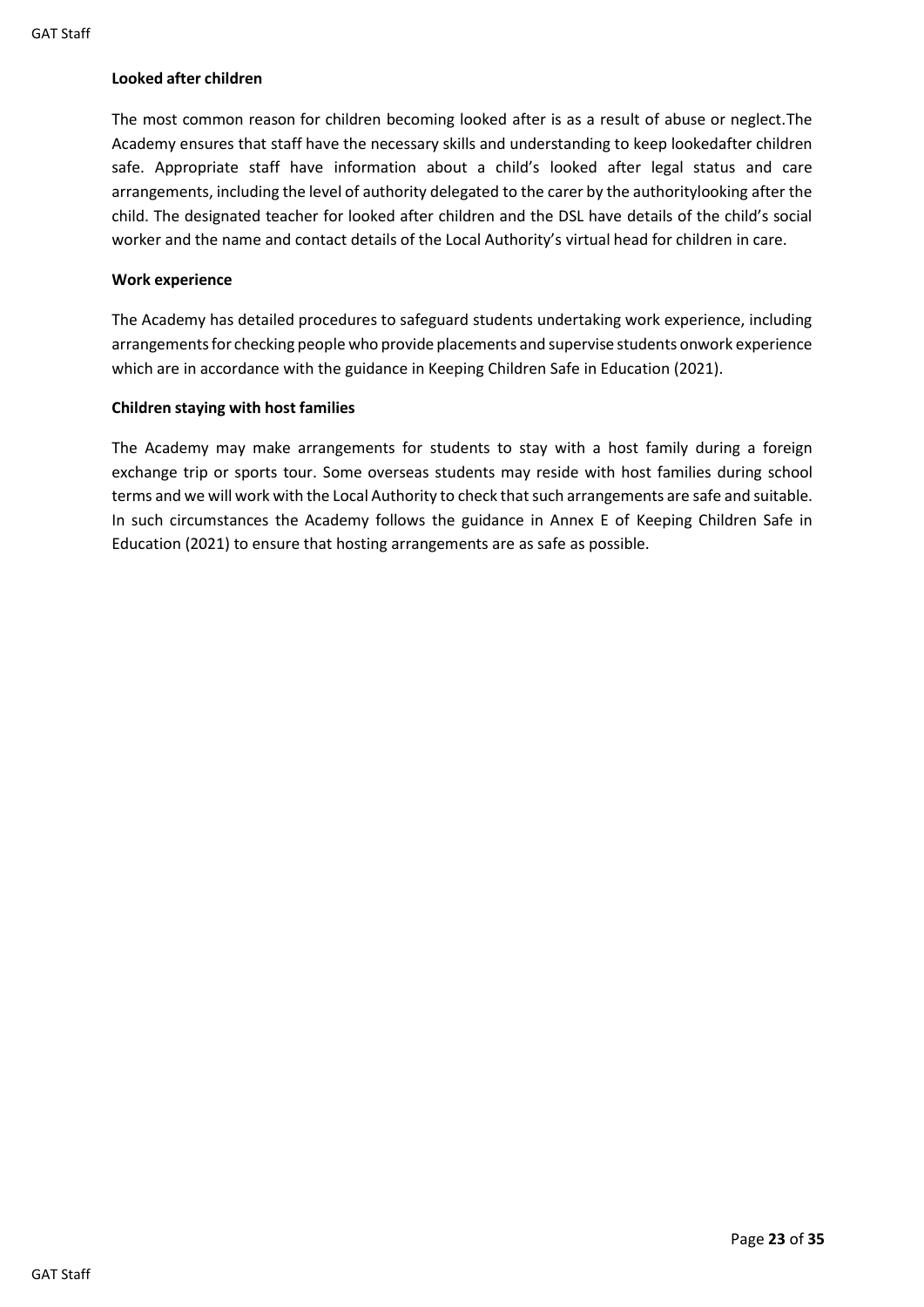**Looked after children**

The most common reason for children becoming looked after is as a result of abuse or neglect.The Academy ensures that staff have the necessary skills and understanding to keep lookedafter children safe. Appropriate staff have information about a child's looked after legal status and care arrangements, including the level of authority delegated to the carer by the authoritylooking after the child. The designated teacher for looked after children and the DSL have details of the child's social worker and the name and contact details of the Local Authority's virtual head for children in care.

**Work experience**

The Academy has detailed procedures to safeguard students undertaking work experience, including arrangements for checking people who provide placements and supervise students onwork experience which are in accordance with the guidance in Keeping Children Safe in Education (2021).

**Children staying with host families**

The Academy may make arrangements for students to stay with a host family during a foreign exchange trip or sports tour. Some overseas students may reside with host families during school terms and we will work with the Local Authority to check that such arrangements are safe and suitable. In such circumstances the Academy follows the guidance in Annex E of Keeping Children Safe in Education (2021) to ensure that hosting arrangements are as safe as possible.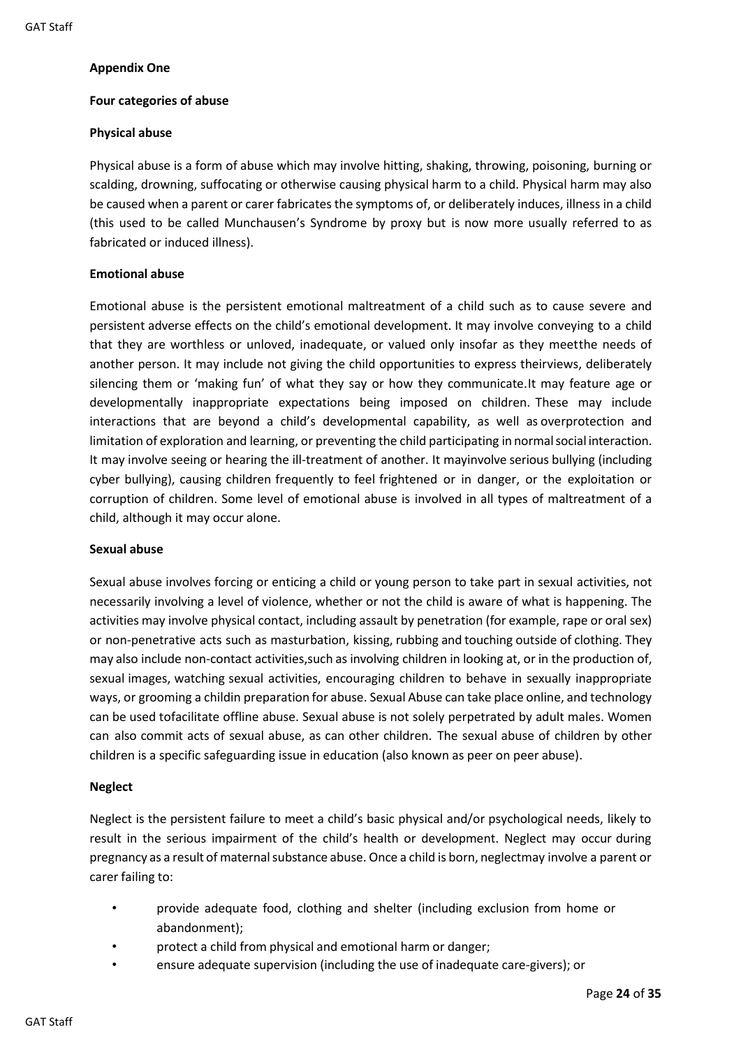**Appendix One**

**Four categories of abuse**

**Physical abuse**

Physical abuse is a form of abuse which may involve hitting, shaking, throwing, poisoning, burning or scalding, drowning, suffocating or otherwise causing physical harm to a child. Physical harm may also be caused when a parent or carer fabricates the symptoms of, or deliberately induces, illness in a child (this used to be called Munchausen's Syndrome by proxy but is now more usually referred to as fabricated or induced illness).

**Emotional abuse**

Emotional abuse is the persistent emotional maltreatment of a child such as to cause severe and persistent adverse effects on the child's emotional development. It may involve conveying to a child that they are worthless or unloved, inadequate, or valued only insofar as they meetthe needs of another person. It may include not giving the child opportunities to express theirviews, deliberately silencing them or 'making fun' of what they say or how they communicate.It may feature age or developmentally inappropriate expectations being imposed on children. These may include interactions that are beyond a child's developmental capability, as well as overprotection and limitation of exploration and learning, or preventing the child participating in normal social interaction. It may involve seeing or hearing the ill-treatment of another. It mayinvolve serious bullying (including cyber bullying), causing children frequently to feel frightened or in danger, or the exploitation or corruption of children. Some level of emotional abuse is involved in all types of maltreatment of a child, although it may occur alone.

**Sexual abuse**

Sexual abuse involves forcing or enticing a child or young person to take part in sexual activities, not necessarily involving a level of violence, whether or not the child is aware of what is happening. The activities may involve physical contact, including assault by penetration (for example, rape or oral sex) or non-penetrative acts such as masturbation, kissing, rubbing and touching outside of clothing. They may also include non-contact activities,such as involving children in looking at, or in the production of, sexual images, watching sexual activities, encouraging children to behave in sexually inappropriate ways, or grooming a childin preparation for abuse. Sexual Abuse can take place online, and technology can be used tofacilitate offline abuse. Sexual abuse is not solely perpetrated by adult males. Women can also commit acts of sexual abuse, as can other children. The sexual abuse of children by other children is a specific safeguarding issue in education (also known as peer on peer abuse).

**Neglect**

Neglect is the persistent failure to meet a child's basic physical and/or psychological needs, likely to result in the serious impairment of the child's health or development. Neglect may occur during pregnancy as a result of maternal substance abuse. Once a child is born, neglectmay involve a parent or carer failing to:

- provide adequate food, clothing and shelter (including exclusion from home or abandonment);
- protect a child from physical and emotional harm or danger;
- ensure adequate supervision (including the use of inadequate care-givers); or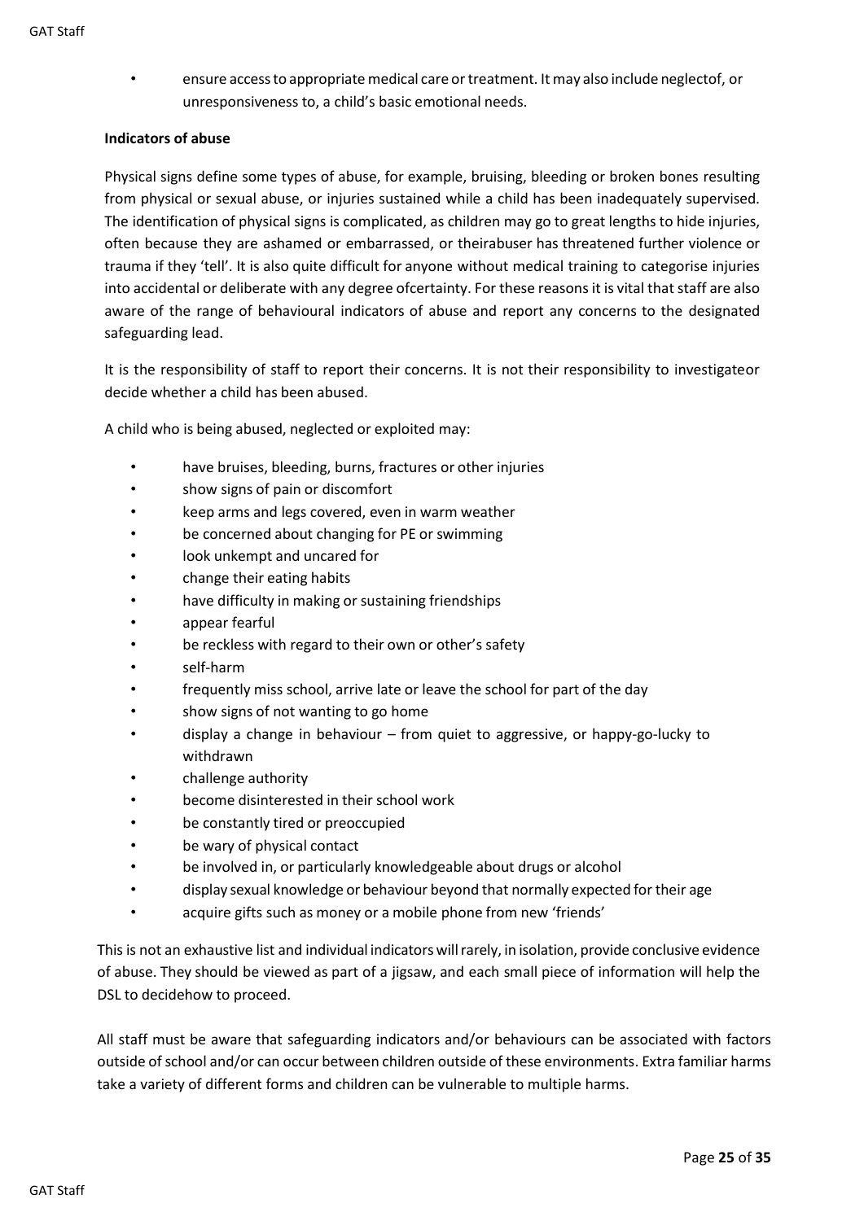- ensure access to appropriate medical care or treatment. It may also include neglectof, or unresponsiveness to, a child's basic emotional needs.

**Indicators of abuse**

Physical signs define some types of abuse, for example, bruising, bleeding or broken bones resulting from physical or sexual abuse, or injuries sustained while a child has been inadequately supervised. The identification of physical signs is complicated, as children may go to great lengths to hide injuries, often because they are ashamed or embarrassed, or theirabuser has threatened further violence or trauma if they 'tell'. It is also quite difficult for anyone without medical training to categorise injuries into accidental or deliberate with any degree ofcertainty. For these reasons it is vital that staff are also aware of the range of behavioural indicators of abuse and report any concerns to the designated safeguarding lead.

It is the responsibility of staff to report their concerns. It is not their responsibility to investigateor decide whether a child has been abused.

A child who is being abused, neglected or exploited may:

- have bruises, bleeding, burns, fractures or other injuries
- show signs of pain or discomfort
- keep arms and legs covered, even in warm weather
- be concerned about changing for PE or swimming
- look unkempt and uncared for
- change their eating habits
- have difficulty in making or sustaining friendships
- appear fearful
- be reckless with regard to their own or other's safety
- self-harm
- frequently miss school, arrive late or leave the school for part of the day
- show signs of not wanting to go home
- display a change in behaviour – from quiet to aggressive, or happy-go-lucky to withdrawn
- challenge authority
- become disinterested in their school work
- be constantly tired or preoccupied
- be wary of physical contact
- be involved in, or particularly knowledgeable about drugs or alcohol
- display sexual knowledge or behaviour beyond that normally expected for their age
- acquire gifts such as money or a mobile phone from new 'friends'

This is not an exhaustive list and individual indicators will rarely, in isolation, provide conclusive evidence of abuse. They should be viewed as part of a jigsaw, and each small piece of information will help the DSL to decidehow to proceed.

All staff must be aware that safeguarding indicators and/or behaviours can be associated with factors outside of school and/or can occur between children outside of these environments. Extra familiar harms take a variety of different forms and children can be vulnerable to multiple harms.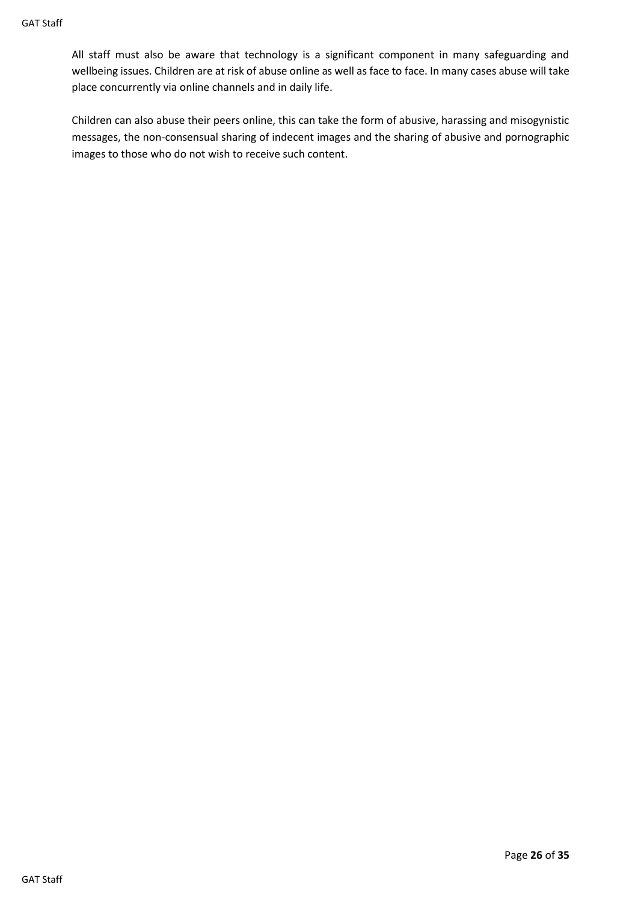All staff must also be aware that technology is a significant component in many safeguarding and wellbeing issues. Children are at risk of abuse online as well as face to face. In many cases abuse will take place concurrently via online channels and in daily life.

Children can also abuse their peers online, this can take the form of abusive, harassing and misogynistic messages, the non-consensual sharing of indecent images and the sharing of abusive and pornographic images to those who do not wish to receive such content.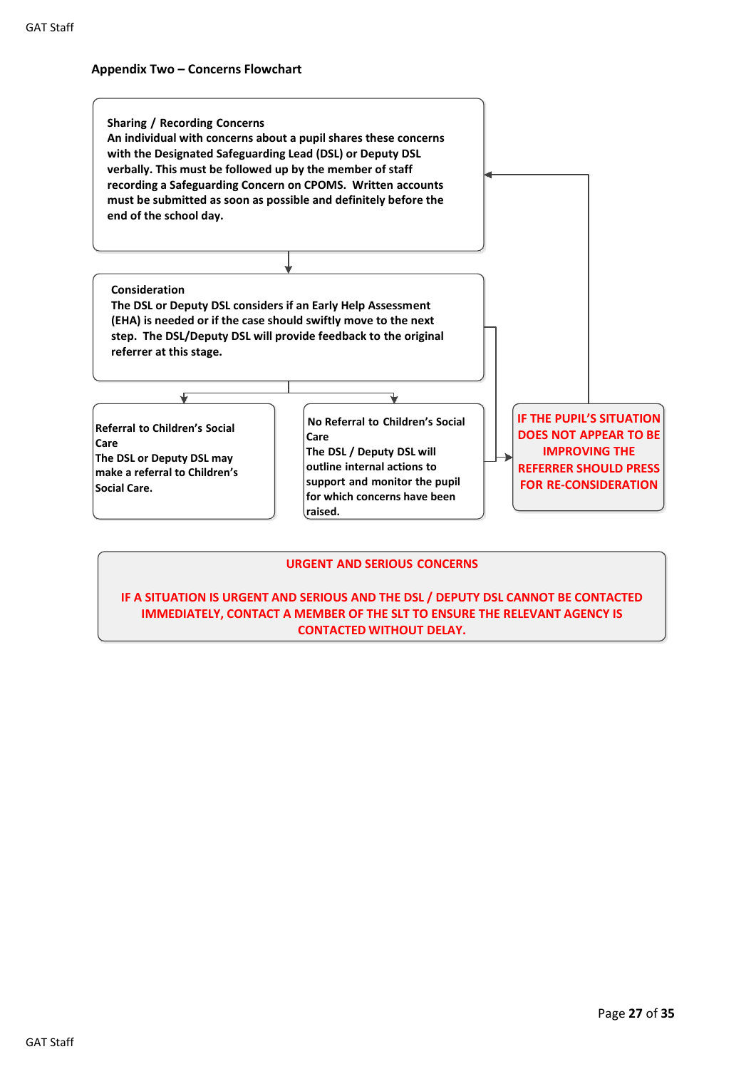## Appendix Two – Concerns Flowchart

**Sharing / Recording Concerns**
**An individual with concerns about a pupil shares these concerns with the Designated Safeguarding Lead (DSL) or Deputy DSL verbally. This must be followed up by the member of staff recording a Safeguarding Concern on CPOMS. Written accounts must be submitted as soon as possible and definitely before the end of the school day.**

↓

**Consideration**
**The DSL or Deputy DSL considers if an Early Help Assessment (EHA) is needed or if the case should swiftly move to the next step. The DSL/Deputy DSL will provide feedback to the original referrer at this stage.**

↓

**Referral to Children's Social Care**
**The DSL or Deputy DSL may make a referral to Children's Social Care.**

**No Referral to Children's Social Care**
**The DSL / Deputy DSL will outline internal actions to support and monitor the pupil for which concerns have been raised.**

→

**IF THE PUPIL'S SITUATION DOES NOT APPEAR TO BE IMPROVING THE REFERRER SHOULD PRESS FOR RE-CONSIDERATION** (returns to Sharing / Recording Concerns)

**URGENT AND SERIOUS CONCERNS**

**IF A SITUATION IS URGENT AND SERIOUS AND THE DSL / DEPUTY DSL CANNOT BE CONTACTED IMMEDIATELY, CONTACT A MEMBER OF THE SLT TO ENSURE THE RELEVANT AGENCY IS CONTACTED WITHOUT DELAY.**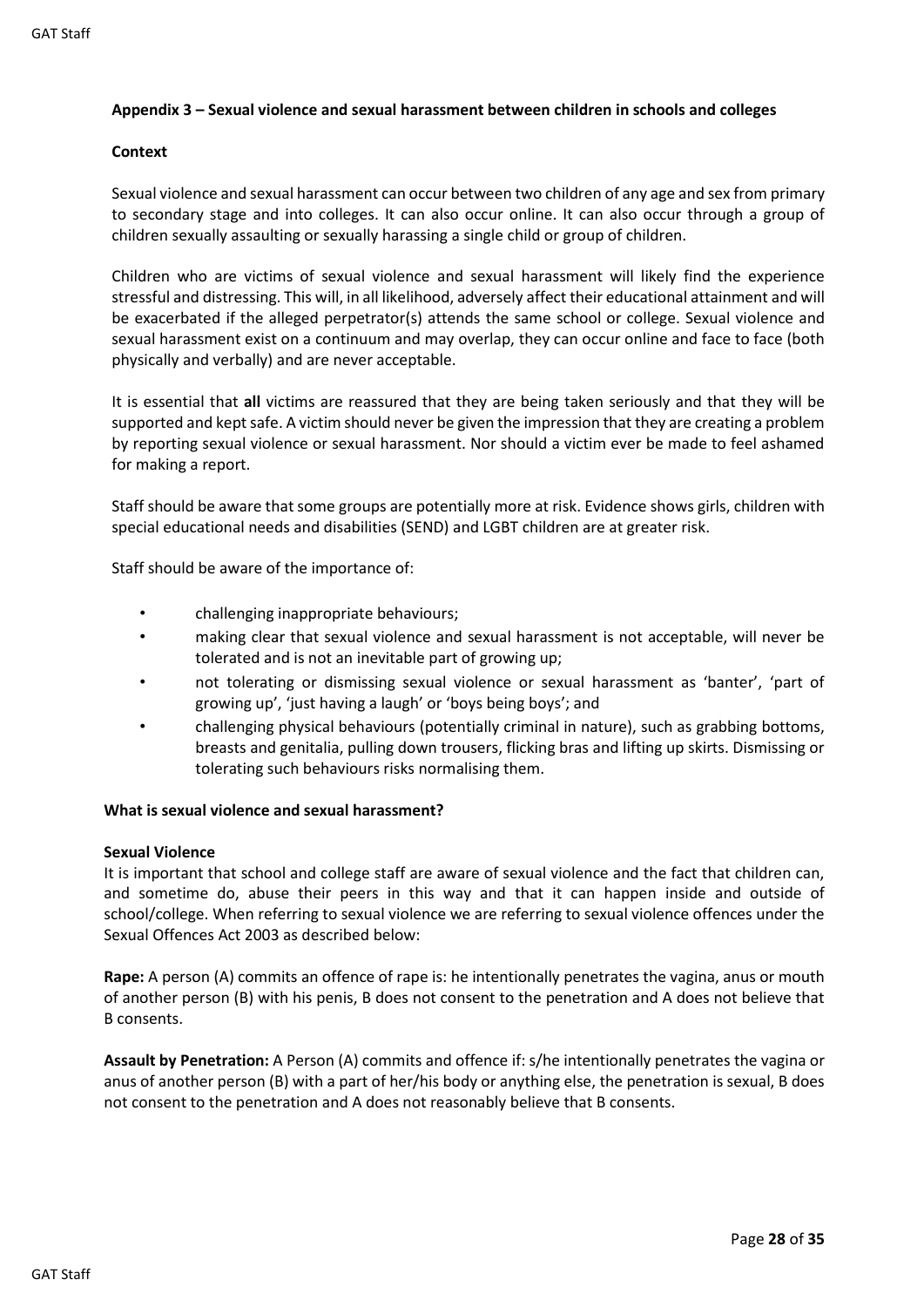**Appendix 3 – Sexual violence and sexual harassment between children in schools and colleges**

**Context**

Sexual violence and sexual harassment can occur between two children of any age and sex from primary to secondary stage and into colleges. It can also occur online. It can also occur through a group of children sexually assaulting or sexually harassing a single child or group of children.

Children who are victims of sexual violence and sexual harassment will likely find the experience stressful and distressing. This will, in all likelihood, adversely affect their educational attainment and will be exacerbated if the alleged perpetrator(s) attends the same school or college. Sexual violence and sexual harassment exist on a continuum and may overlap, they can occur online and face to face (both physically and verbally) and are never acceptable.

It is essential that **all** victims are reassured that they are being taken seriously and that they will be supported and kept safe. A victim should never be given the impression that they are creating a problem by reporting sexual violence or sexual harassment. Nor should a victim ever be made to feel ashamed for making a report.

Staff should be aware that some groups are potentially more at risk. Evidence shows girls, children with special educational needs and disabilities (SEND) and LGBT children are at greater risk.

Staff should be aware of the importance of:

- challenging inappropriate behaviours;
- making clear that sexual violence and sexual harassment is not acceptable, will never be tolerated and is not an inevitable part of growing up;
- not tolerating or dismissing sexual violence or sexual harassment as 'banter', 'part of growing up', 'just having a laugh' or 'boys being boys'; and
- challenging physical behaviours (potentially criminal in nature), such as grabbing bottoms, breasts and genitalia, pulling down trousers, flicking bras and lifting up skirts. Dismissing or tolerating such behaviours risks normalising them.

**What is sexual violence and sexual harassment?**

**Sexual Violence**

It is important that school and college staff are aware of sexual violence and the fact that children can, and sometime do, abuse their peers in this way and that it can happen inside and outside of school/college. When referring to sexual violence we are referring to sexual violence offences under the Sexual Offences Act 2003 as described below:

**Rape:** A person (A) commits an offence of rape is: he intentionally penetrates the vagina, anus or mouth of another person (B) with his penis, B does not consent to the penetration and A does not believe that B consents.

**Assault by Penetration:** A Person (A) commits and offence if: s/he intentionally penetrates the vagina or anus of another person (B) with a part of her/his body or anything else, the penetration is sexual, B does not consent to the penetration and A does not reasonably believe that B consents.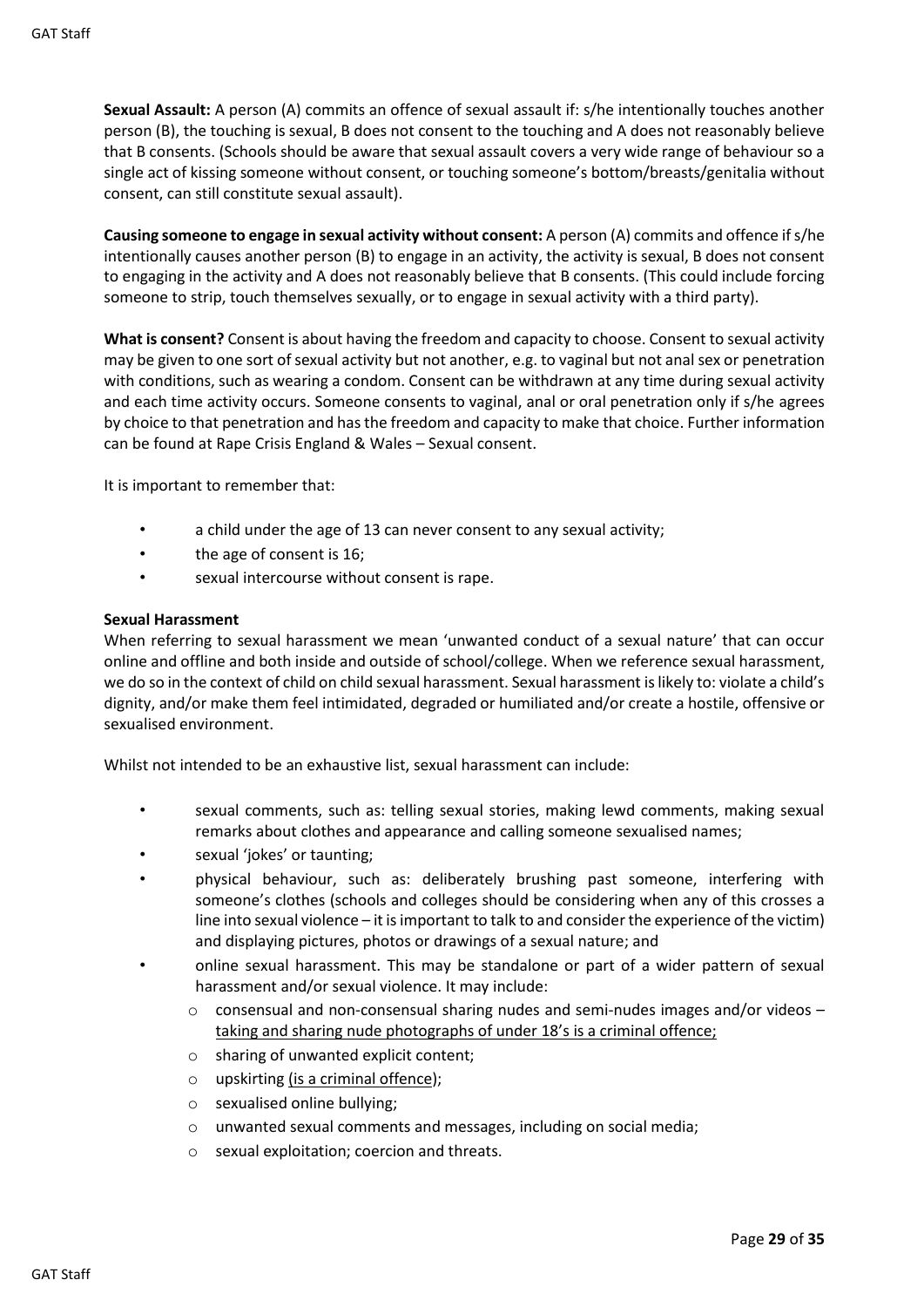**Sexual Assault:** A person (A) commits an offence of sexual assault if: s/he intentionally touches another person (B), the touching is sexual, B does not consent to the touching and A does not reasonably believe that B consents. (Schools should be aware that sexual assault covers a very wide range of behaviour so a single act of kissing someone without consent, or touching someone's bottom/breasts/genitalia without consent, can still constitute sexual assault).

**Causing someone to engage in sexual activity without consent:** A person (A) commits and offence if s/he intentionally causes another person (B) to engage in an activity, the activity is sexual, B does not consent to engaging in the activity and A does not reasonably believe that B consents. (This could include forcing someone to strip, touch themselves sexually, or to engage in sexual activity with a third party).

**What is consent?** Consent is about having the freedom and capacity to choose. Consent to sexual activity may be given to one sort of sexual activity but not another, e.g. to vaginal but not anal sex or penetration with conditions, such as wearing a condom. Consent can be withdrawn at any time during sexual activity and each time activity occurs. Someone consents to vaginal, anal or oral penetration only if s/he agrees by choice to that penetration and has the freedom and capacity to make that choice. Further information can be found at Rape Crisis England & Wales – Sexual consent.

It is important to remember that:

- a child under the age of 13 can never consent to any sexual activity;
- the age of consent is 16;
- sexual intercourse without consent is rape.

**Sexual Harassment**

When referring to sexual harassment we mean 'unwanted conduct of a sexual nature' that can occur online and offline and both inside and outside of school/college. When we reference sexual harassment, we do so in the context of child on child sexual harassment. Sexual harassment is likely to: violate a child's dignity, and/or make them feel intimidated, degraded or humiliated and/or create a hostile, offensive or sexualised environment.

Whilst not intended to be an exhaustive list, sexual harassment can include:

- sexual comments, such as: telling sexual stories, making lewd comments, making sexual remarks about clothes and appearance and calling someone sexualised names;
- sexual 'jokes' or taunting;
- physical behaviour, such as: deliberately brushing past someone, interfering with someone's clothes (schools and colleges should be considering when any of this crosses a line into sexual violence – it is important to talk to and consider the experience of the victim) and displaying pictures, photos or drawings of a sexual nature; and
- online sexual harassment. This may be standalone or part of a wider pattern of sexual harassment and/or sexual violence. It may include:
  - consensual and non-consensual sharing nudes and semi-nudes images and/or videos – <u>taking and sharing nude photographs of under 18's is a criminal offence;</u>
  - sharing of unwanted explicit content;
  - upskirting <u>(is a criminal offence)</u>;
  - sexualised online bullying;
  - unwanted sexual comments and messages, including on social media;
  - sexual exploitation; coercion and threats.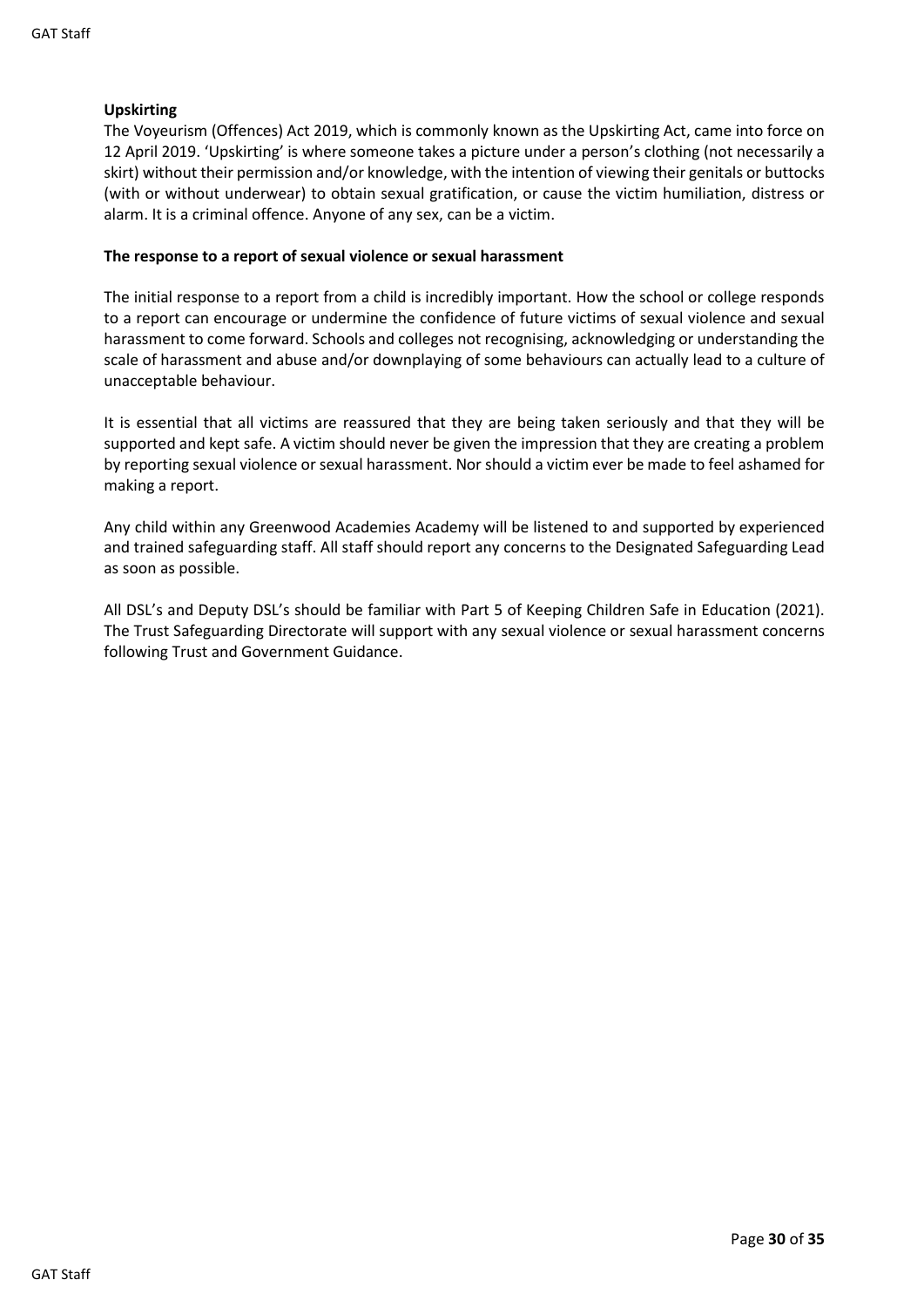**Upskirting**

The Voyeurism (Offences) Act 2019, which is commonly known as the Upskirting Act, came into force on 12 April 2019. 'Upskirting' is where someone takes a picture under a person's clothing (not necessarily a skirt) without their permission and/or knowledge, with the intention of viewing their genitals or buttocks (with or without underwear) to obtain sexual gratification, or cause the victim humiliation, distress or alarm. It is a criminal offence. Anyone of any sex, can be a victim.

**The response to a report of sexual violence or sexual harassment**

The initial response to a report from a child is incredibly important. How the school or college responds to a report can encourage or undermine the confidence of future victims of sexual violence and sexual harassment to come forward. Schools and colleges not recognising, acknowledging or understanding the scale of harassment and abuse and/or downplaying of some behaviours can actually lead to a culture of unacceptable behaviour.

It is essential that all victims are reassured that they are being taken seriously and that they will be supported and kept safe. A victim should never be given the impression that they are creating a problem by reporting sexual violence or sexual harassment. Nor should a victim ever be made to feel ashamed for making a report.

Any child within any Greenwood Academies Academy will be listened to and supported by experienced and trained safeguarding staff. All staff should report any concerns to the Designated Safeguarding Lead as soon as possible.

All DSL's and Deputy DSL's should be familiar with Part 5 of Keeping Children Safe in Education (2021). The Trust Safeguarding Directorate will support with any sexual violence or sexual harassment concerns following Trust and Government Guidance.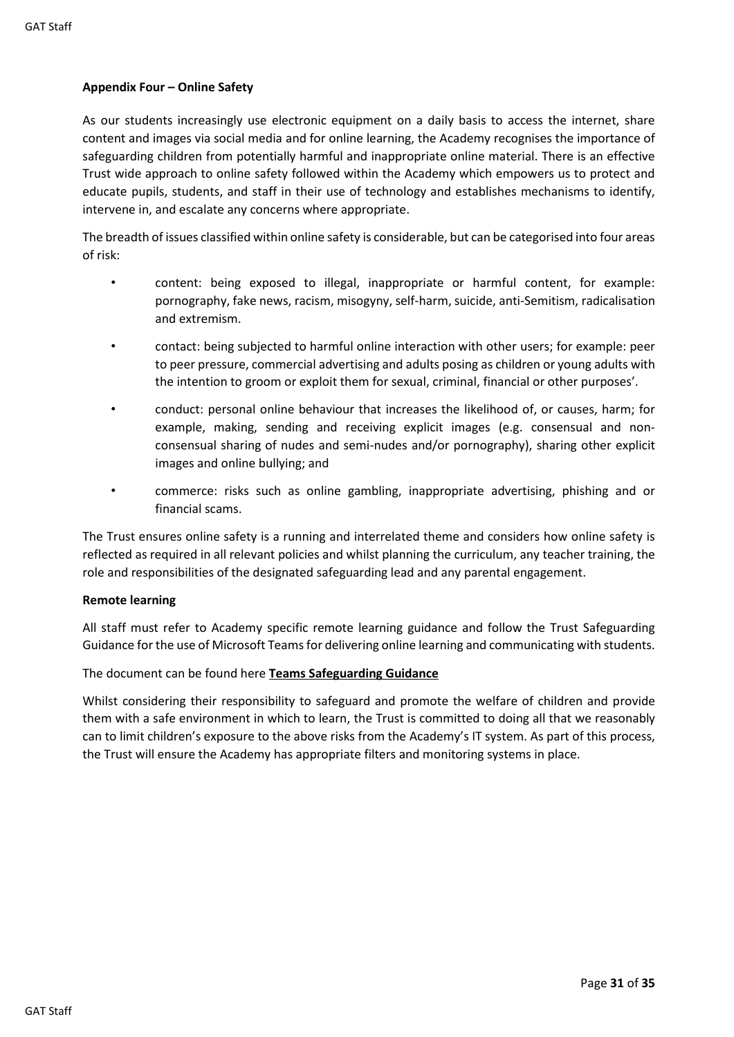**Appendix Four – Online Safety**

As our students increasingly use electronic equipment on a daily basis to access the internet, share content and images via social media and for online learning, the Academy recognises the importance of safeguarding children from potentially harmful and inappropriate online material. There is an effective Trust wide approach to online safety followed within the Academy which empowers us to protect and educate pupils, students, and staff in their use of technology and establishes mechanisms to identify, intervene in, and escalate any concerns where appropriate.

The breadth of issues classified within online safety is considerable, but can be categorised into four areas of risk:

- content: being exposed to illegal, inappropriate or harmful content, for example: pornography, fake news, racism, misogyny, self-harm, suicide, anti-Semitism, radicalisation and extremism.
- contact: being subjected to harmful online interaction with other users; for example: peer to peer pressure, commercial advertising and adults posing as children or young adults with the intention to groom or exploit them for sexual, criminal, financial or other purposes'.
- conduct: personal online behaviour that increases the likelihood of, or causes, harm; for example, making, sending and receiving explicit images (e.g. consensual and non-consensual sharing of nudes and semi-nudes and/or pornography), sharing other explicit images and online bullying; and
- commerce: risks such as online gambling, inappropriate advertising, phishing and or financial scams.

The Trust ensures online safety is a running and interrelated theme and considers how online safety is reflected as required in all relevant policies and whilst planning the curriculum, any teacher training, the role and responsibilities of the designated safeguarding lead and any parental engagement.

**Remote learning**

All staff must refer to Academy specific remote learning guidance and follow the Trust Safeguarding Guidance for the use of Microsoft Teams for delivering online learning and communicating with students.

The document can be found here **Teams Safeguarding Guidance**

Whilst considering their responsibility to safeguard and promote the welfare of children and provide them with a safe environment in which to learn, the Trust is committed to doing all that we reasonably can to limit children's exposure to the above risks from the Academy's IT system. As part of this process, the Trust will ensure the Academy has appropriate filters and monitoring systems in place.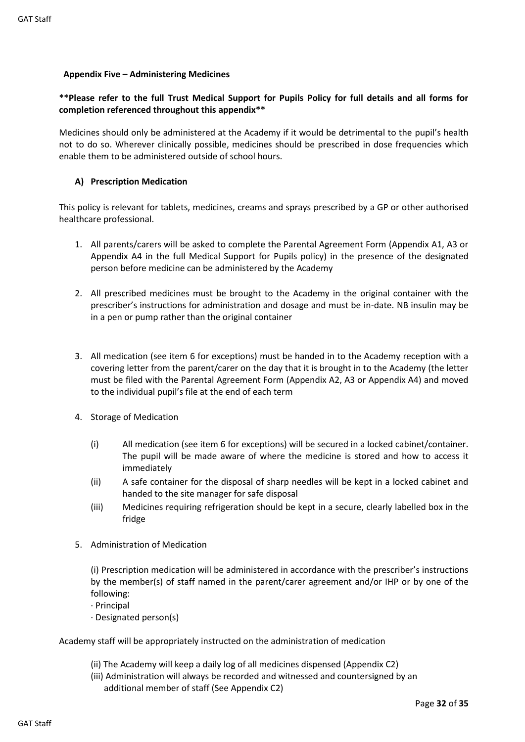**Appendix Five – Administering Medicines**

**\*\*Please refer to the full Trust Medical Support for Pupils Policy for full details and all forms for completion referenced throughout this appendix\*\***

Medicines should only be administered at the Academy if it would be detrimental to the pupil's health not to do so. Wherever clinically possible, medicines should be prescribed in dose frequencies which enable them to be administered outside of school hours.

**A) Prescription Medication**

This policy is relevant for tablets, medicines, creams and sprays prescribed by a GP or other authorised healthcare professional.

1. All parents/carers will be asked to complete the Parental Agreement Form (Appendix A1, A3 or Appendix A4 in the full Medical Support for Pupils policy) in the presence of the designated person before medicine can be administered by the Academy

2. All prescribed medicines must be brought to the Academy in the original container with the prescriber's instructions for administration and dosage and must be in-date. NB insulin may be in a pen or pump rather than the original container

3. All medication (see item 6 for exceptions) must be handed in to the Academy reception with a covering letter from the parent/carer on the day that it is brought in to the Academy (the letter must be filed with the Parental Agreement Form (Appendix A2, A3 or Appendix A4) and moved to the individual pupil's file at the end of each term

4. Storage of Medication

   (i) All medication (see item 6 for exceptions) will be secured in a locked cabinet/container. The pupil will be made aware of where the medicine is stored and how to access it immediately

   (ii) A safe container for the disposal of sharp needles will be kept in a locked cabinet and handed to the site manager for safe disposal

   (iii) Medicines requiring refrigeration should be kept in a secure, clearly labelled box in the fridge

5. Administration of Medication

   (i) Prescription medication will be administered in accordance with the prescriber's instructions by the member(s) of staff named in the parent/carer agreement and/or IHP or by one of the following:

   · Principal

   · Designated person(s)

Academy staff will be appropriately instructed on the administration of medication

   (ii) The Academy will keep a daily log of all medicines dispensed (Appendix C2)

   (iii) Administration will always be recorded and witnessed and countersigned by an additional member of staff (See Appendix C2)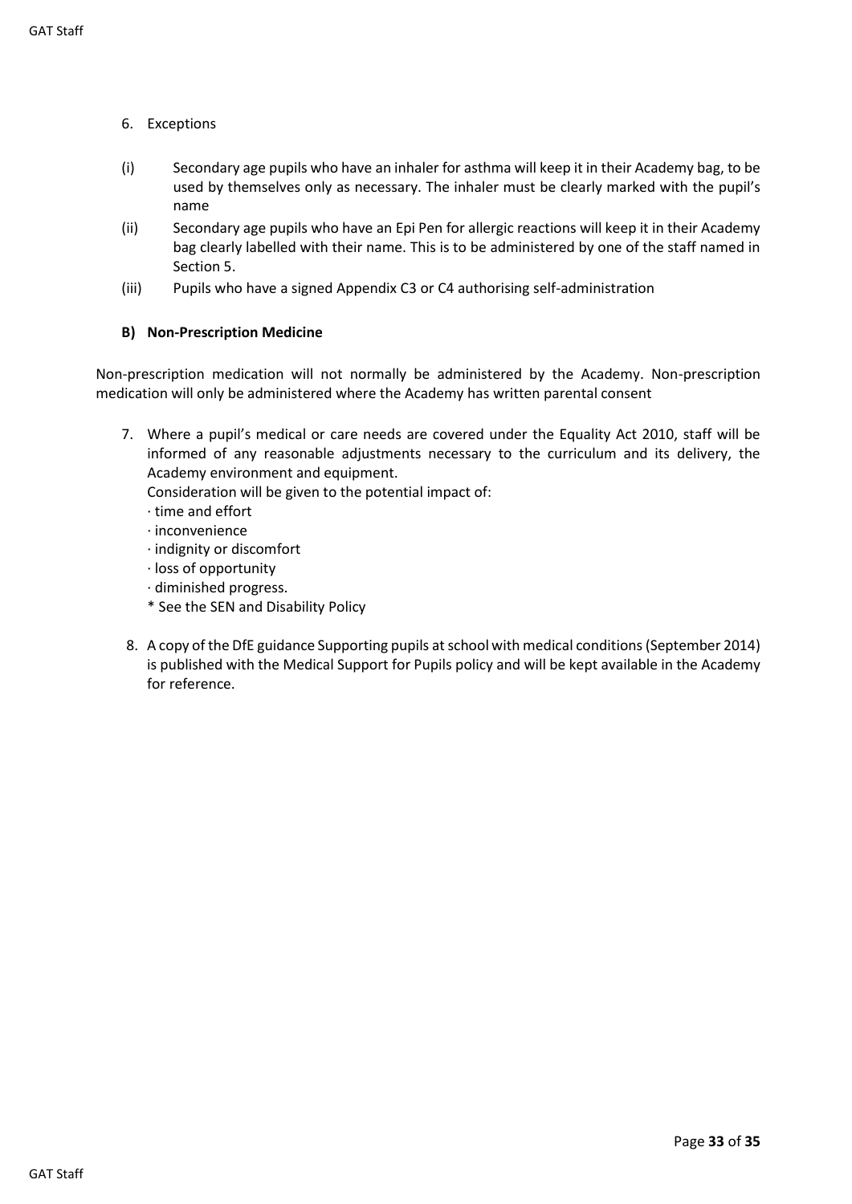6. Exceptions

(i) Secondary age pupils who have an inhaler for asthma will keep it in their Academy bag, to be used by themselves only as necessary. The inhaler must be clearly marked with the pupil's name

(ii) Secondary age pupils who have an Epi Pen for allergic reactions will keep it in their Academy bag clearly labelled with their name. This is to be administered by one of the staff named in Section 5.

(iii) Pupils who have a signed Appendix C3 or C4 authorising self-administration

**B) Non-Prescription Medicine**

Non-prescription medication will not normally be administered by the Academy. Non-prescription medication will only be administered where the Academy has written parental consent

7. Where a pupil's medical or care needs are covered under the Equality Act 2010, staff will be informed of any reasonable adjustments necessary to the curriculum and its delivery, the Academy environment and equipment.
   Consideration will be given to the potential impact of:
   · time and effort
   · inconvenience
   · indignity or discomfort
   · loss of opportunity
   · diminished progress.
   * See the SEN and Disability Policy

8. A copy of the DfE guidance Supporting pupils at school with medical conditions (September 2014) is published with the Medical Support for Pupils policy and will be kept available in the Academy for reference.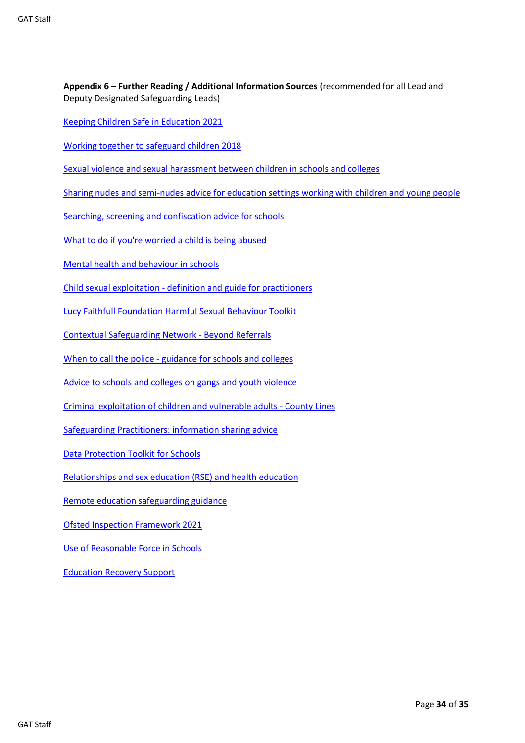**Appendix 6 – Further Reading / Additional Information Sources** (recommended for all Lead and Deputy Designated Safeguarding Leads)

Keeping Children Safe in Education 2021

Working together to safeguard children 2018

Sexual violence and sexual harassment between children in schools and colleges

Sharing nudes and semi-nudes advice for education settings working with children and young people

Searching, screening and confiscation advice for schools

What to do if you're worried a child is being abused

Mental health and behaviour in schools

Child sexual exploitation - definition and guide for practitioners

Lucy Faithfull Foundation Harmful Sexual Behaviour Toolkit

Contextual Safeguarding Network - Beyond Referrals

When to call the police - guidance for schools and colleges

Advice to schools and colleges on gangs and youth violence

Criminal exploitation of children and vulnerable adults - County Lines

Safeguarding Practitioners: information sharing advice

Data Protection Toolkit for Schools

Relationships and sex education (RSE) and health education

Remote education safeguarding guidance

Ofsted Inspection Framework 2021

Use of Reasonable Force in Schools

Education Recovery Support